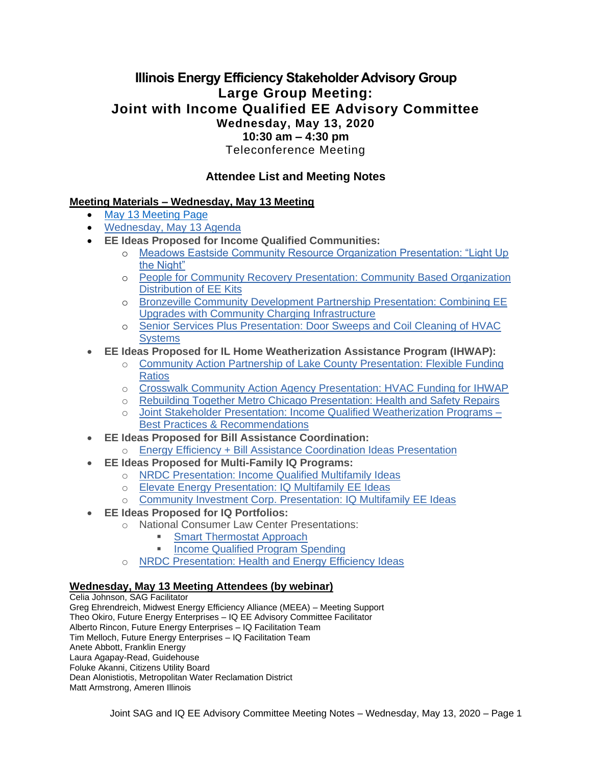# Illinois Energy Efficiency Stakeholder Advisory Group
## Large Group Meeting:
## Joint with Income Qualified EE Advisory Committee
### Wednesday, May 13, 2020
### 10:30 am – 4:30 pm
Teleconference Meeting

## Attendee List and Meeting Notes

**Meeting Materials – Wednesday, May 13 Meeting**

- May 13 Meeting Page
- Wednesday, May 13 Agenda
- **EE Ideas Proposed for Income Qualified Communities:**
  - Meadows Eastside Community Resource Organization Presentation: "Light Up the Night"
  - People for Community Recovery Presentation: Community Based Organization Distribution of EE Kits
  - Bronzeville Community Development Partnership Presentation: Combining EE Upgrades with Community Charging Infrastructure
  - Senior Services Plus Presentation: Door Sweeps and Coil Cleaning of HVAC Systems
- **EE Ideas Proposed for IL Home Weatherization Assistance Program (IHWAP):**
  - Community Action Partnership of Lake County Presentation: Flexible Funding Ratios
  - Crosswalk Community Action Agency Presentation: HVAC Funding for IHWAP
  - Rebuilding Together Metro Chicago Presentation: Health and Safety Repairs
  - Joint Stakeholder Presentation: Income Qualified Weatherization Programs – Best Practices & Recommendations
- **EE Ideas Proposed for Bill Assistance Coordination:**
  - Energy Efficiency + Bill Assistance Coordination Ideas Presentation
- **EE Ideas Proposed for Multi-Family IQ Programs:**
  - NRDC Presentation: Income Qualified Multifamily Ideas
  - Elevate Energy Presentation: IQ Multifamily EE Ideas
  - Community Investment Corp. Presentation: IQ Multifamily EE Ideas
- **EE Ideas Proposed for IQ Portfolios:**
  - National Consumer Law Center Presentations:
    - Smart Thermostat Approach
    - Income Qualified Program Spending
  - NRDC Presentation: Health and Energy Efficiency Ideas

**Wednesday, May 13 Meeting Attendees (by webinar)**

Celia Johnson, SAG Facilitator
Greg Ehrendreich, Midwest Energy Efficiency Alliance (MEEA) – Meeting Support
Theo Okiro, Future Energy Enterprises – IQ EE Advisory Committee Facilitator
Alberto Rincon, Future Energy Enterprises – IQ Facilitation Team
Tim Melloch, Future Energy Enterprises – IQ Facilitation Team
Anete Abbott, Franklin Energy
Laura Agapay-Read, Guidehouse
Foluke Akanni, Citizens Utility Board
Dean Alonistiotis, Metropolitan Water Reclamation District
Matt Armstrong, Ameren Illinois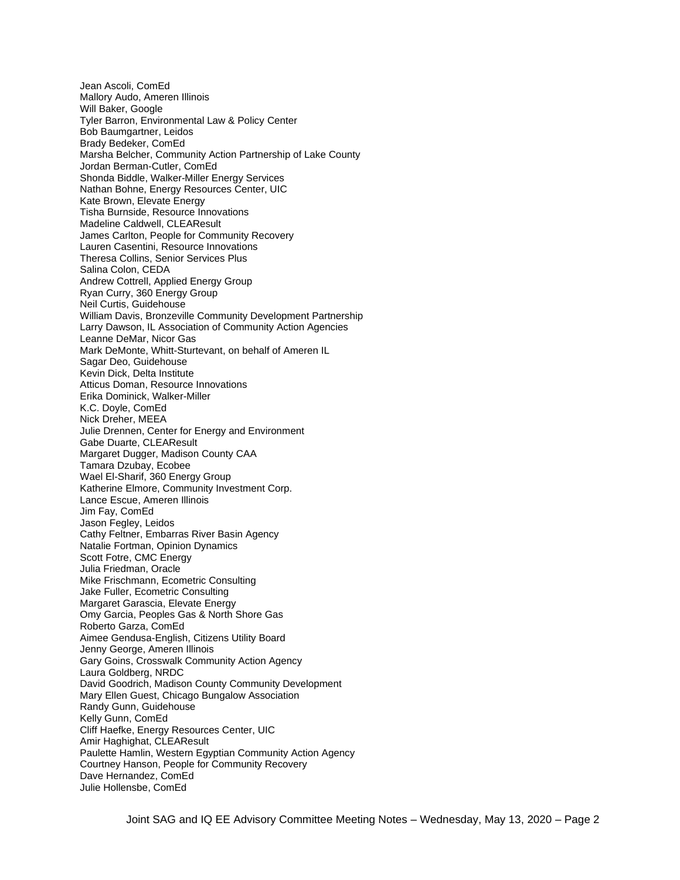Jean Ascoli, ComEd
Mallory Audo, Ameren Illinois
Will Baker, Google
Tyler Barron, Environmental Law & Policy Center
Bob Baumgartner, Leidos
Brady Bedeker, ComEd
Marsha Belcher, Community Action Partnership of Lake County
Jordan Berman-Cutler, ComEd
Shonda Biddle, Walker-Miller Energy Services
Nathan Bohne, Energy Resources Center, UIC
Kate Brown, Elevate Energy
Tisha Burnside, Resource Innovations
Madeline Caldwell, CLEAResult
James Carlton, People for Community Recovery
Lauren Casentini, Resource Innovations
Theresa Collins, Senior Services Plus
Salina Colon, CEDA
Andrew Cottrell, Applied Energy Group
Ryan Curry, 360 Energy Group
Neil Curtis, Guidehouse
William Davis, Bronzeville Community Development Partnership
Larry Dawson, IL Association of Community Action Agencies
Leanne DeMar, Nicor Gas
Mark DeMonte, Whitt-Sturtevant, on behalf of Ameren IL
Sagar Deo, Guidehouse
Kevin Dick, Delta Institute
Atticus Doman, Resource Innovations
Erika Dominick, Walker-Miller
K.C. Doyle, ComEd
Nick Dreher, MEEA
Julie Drennen, Center for Energy and Environment
Gabe Duarte, CLEAResult
Margaret Dugger, Madison County CAA
Tamara Dzubay, Ecobee
Wael El-Sharif, 360 Energy Group
Katherine Elmore, Community Investment Corp.
Lance Escue, Ameren Illinois
Jim Fay, ComEd
Jason Fegley, Leidos
Cathy Feltner, Embarras River Basin Agency
Natalie Fortman, Opinion Dynamics
Scott Fotre, CMC Energy
Julia Friedman, Oracle
Mike Frischmann, Ecometric Consulting
Jake Fuller, Ecometric Consulting
Margaret Garascia, Elevate Energy
Omy Garcia, Peoples Gas & North Shore Gas
Roberto Garza, ComEd
Aimee Gendusa-English, Citizens Utility Board
Jenny George, Ameren Illinois
Gary Goins, Crosswalk Community Action Agency
Laura Goldberg, NRDC
David Goodrich, Madison County Community Development
Mary Ellen Guest, Chicago Bungalow Association
Randy Gunn, Guidehouse
Kelly Gunn, ComEd
Cliff Haefke, Energy Resources Center, UIC
Amir Haghighat, CLEAResult
Paulette Hamlin, Western Egyptian Community Action Agency
Courtney Hanson, People for Community Recovery
Dave Hernandez, ComEd
Julie Hollensbe, ComEd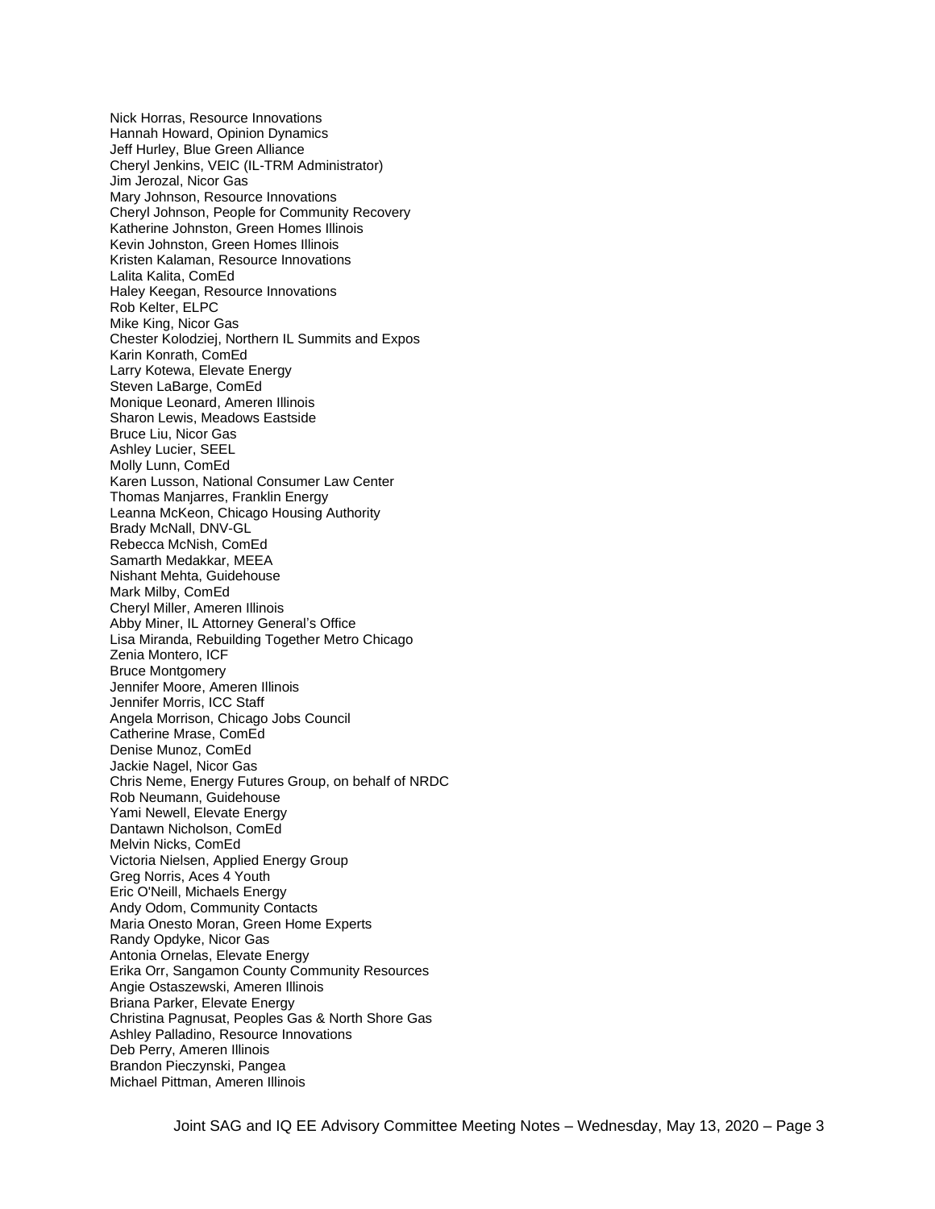Nick Horras, Resource Innovations
Hannah Howard, Opinion Dynamics
Jeff Hurley, Blue Green Alliance
Cheryl Jenkins, VEIC (IL-TRM Administrator)
Jim Jerozal, Nicor Gas
Mary Johnson, Resource Innovations
Cheryl Johnson, People for Community Recovery
Katherine Johnston, Green Homes Illinois
Kevin Johnston, Green Homes Illinois
Kristen Kalaman, Resource Innovations
Lalita Kalita, ComEd
Haley Keegan, Resource Innovations
Rob Kelter, ELPC
Mike King, Nicor Gas
Chester Kolodziej, Northern IL Summits and Expos
Karin Konrath, ComEd
Larry Kotewa, Elevate Energy
Steven LaBarge, ComEd
Monique Leonard, Ameren Illinois
Sharon Lewis, Meadows Eastside
Bruce Liu, Nicor Gas
Ashley Lucier, SEEL
Molly Lunn, ComEd
Karen Lusson, National Consumer Law Center
Thomas Manjarres, Franklin Energy
Leanna McKeon, Chicago Housing Authority
Brady McNall, DNV-GL
Rebecca McNish, ComEd
Samarth Medakkar, MEEA
Nishant Mehta, Guidehouse
Mark Milby, ComEd
Cheryl Miller, Ameren Illinois
Abby Miner, IL Attorney General's Office
Lisa Miranda, Rebuilding Together Metro Chicago
Zenia Montero, ICF
Bruce Montgomery
Jennifer Moore, Ameren Illinois
Jennifer Morris, ICC Staff
Angela Morrison, Chicago Jobs Council
Catherine Mrase, ComEd
Denise Munoz, ComEd
Jackie Nagel, Nicor Gas
Chris Neme, Energy Futures Group, on behalf of NRDC
Rob Neumann, Guidehouse
Yami Newell, Elevate Energy
Dantawn Nicholson, ComEd
Melvin Nicks, ComEd
Victoria Nielsen, Applied Energy Group
Greg Norris, Aces 4 Youth
Eric O'Neill, Michaels Energy
Andy Odom, Community Contacts
Maria Onesto Moran, Green Home Experts
Randy Opdyke, Nicor Gas
Antonia Ornelas, Elevate Energy
Erika Orr, Sangamon County Community Resources
Angie Ostaszewski, Ameren Illinois
Briana Parker, Elevate Energy
Christina Pagnusat, Peoples Gas & North Shore Gas
Ashley Palladino, Resource Innovations
Deb Perry, Ameren Illinois
Brandon Pieczynski, Pangea
Michael Pittman, Ameren Illinois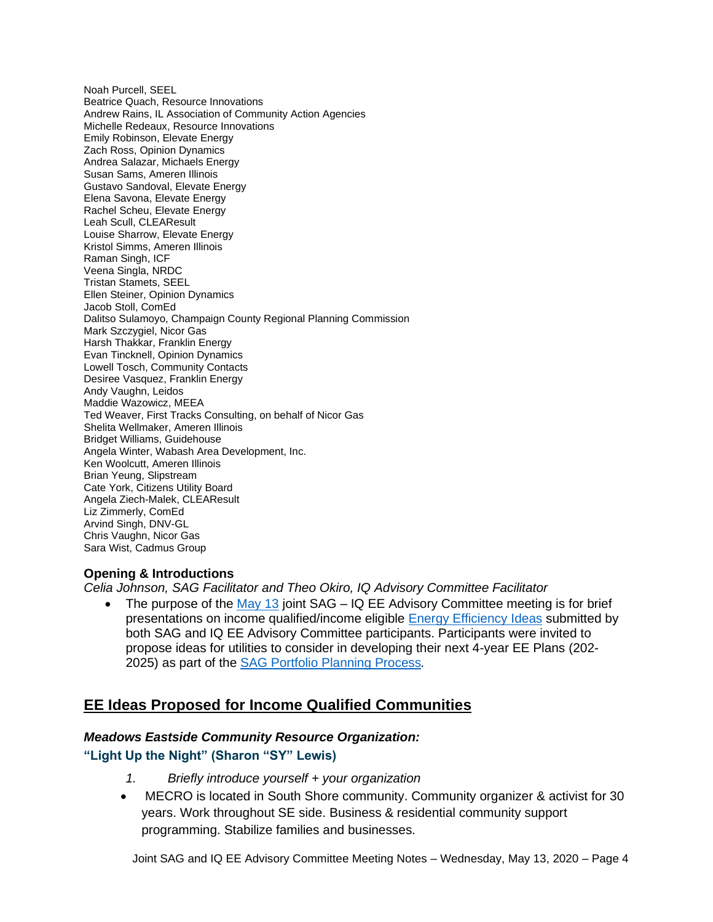Noah Purcell, SEEL
Beatrice Quach, Resource Innovations
Andrew Rains, IL Association of Community Action Agencies
Michelle Redeaux, Resource Innovations
Emily Robinson, Elevate Energy
Zach Ross, Opinion Dynamics
Andrea Salazar, Michaels Energy
Susan Sams, Ameren Illinois
Gustavo Sandoval, Elevate Energy
Elena Savona, Elevate Energy
Rachel Scheu, Elevate Energy
Leah Scull, CLEAResult
Louise Sharrow, Elevate Energy
Kristol Simms, Ameren Illinois
Raman Singh, ICF
Veena Singla, NRDC
Tristan Stamets, SEEL
Ellen Steiner, Opinion Dynamics
Jacob Stoll, ComEd
Dalitso Sulamoyo, Champaign County Regional Planning Commission
Mark Szczygiel, Nicor Gas
Harsh Thakkar, Franklin Energy
Evan Tincknell, Opinion Dynamics
Lowell Tosch, Community Contacts
Desiree Vasquez, Franklin Energy
Andy Vaughn, Leidos
Maddie Wazowicz, MEEA
Ted Weaver, First Tracks Consulting, on behalf of Nicor Gas
Shelita Wellmaker, Ameren Illinois
Bridget Williams, Guidehouse
Angela Winter, Wabash Area Development, Inc.
Ken Woolcutt, Ameren Illinois
Brian Yeung, Slipstream
Cate York, Citizens Utility Board
Angela Ziech-Malek, CLEAResult
Liz Zimmerly, ComEd
Arvind Singh, DNV-GL
Chris Vaughn, Nicor Gas
Sara Wist, Cadmus Group

**Opening & Introductions**

*Celia Johnson, SAG Facilitator and Theo Okiro, IQ Advisory Committee Facilitator*

- The purpose of the May 13 joint SAG – IQ EE Advisory Committee meeting is for brief presentations on income qualified/income eligible Energy Efficiency Ideas submitted by both SAG and IQ EE Advisory Committee participants. Participants were invited to propose ideas for utilities to consider in developing their next 4-year EE Plans (202-2025) as part of the SAG Portfolio Planning Process*.*

## EE Ideas Proposed for Income Qualified Communities

***Meadows Eastside Community Resource Organization:***

### "Light Up the Night" (Sharon "SY" Lewis)

1. *Briefly introduce yourself + your organization*

- MECRO is located in South Shore community. Community organizer & activist for 30 years. Work throughout SE side. Business & residential community support programming. Stabilize families and businesses.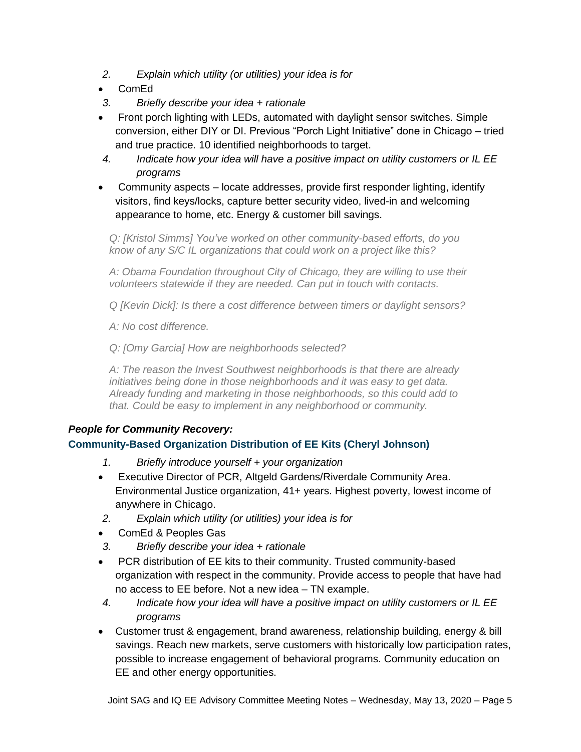2. *Explain which utility (or utilities) your idea is for*

- ComEd

3. *Briefly describe your idea + rationale*

- Front porch lighting with LEDs, automated with daylight sensor switches. Simple conversion, either DIY or DI. Previous "Porch Light Initiative" done in Chicago – tried and true practice. 10 identified neighborhoods to target.

4. *Indicate how your idea will have a positive impact on utility customers or IL EE programs*

- Community aspects – locate addresses, provide first responder lighting, identify visitors, find keys/locks, capture better security video, lived-in and welcoming appearance to home, etc. Energy & customer bill savings.

> *Q: [Kristol Simms] You've worked on other community-based efforts, do you know of any S/C IL organizations that could work on a project like this?*
>
> *A: Obama Foundation throughout City of Chicago, they are willing to use their volunteers statewide if they are needed. Can put in touch with contacts.*
>
> *Q [Kevin Dick]: Is there a cost difference between timers or daylight sensors?*
>
> *A: No cost difference.*
>
> *Q: [Omy Garcia] How are neighborhoods selected?*
>
> *A: The reason the Invest Southwest neighborhoods is that there are already initiatives being done in those neighborhoods and it was easy to get data. Already funding and marketing in those neighborhoods, so this could add to that. Could be easy to implement in any neighborhood or community.*

***People for Community Recovery:***

### Community-Based Organization Distribution of EE Kits (Cheryl Johnson)

1. *Briefly introduce yourself + your organization*

- Executive Director of PCR, Altgeld Gardens/Riverdale Community Area. Environmental Justice organization, 41+ years. Highest poverty, lowest income of anywhere in Chicago.

2. *Explain which utility (or utilities) your idea is for*

- ComEd & Peoples Gas

3. *Briefly describe your idea + rationale*

- PCR distribution of EE kits to their community. Trusted community-based organization with respect in the community. Provide access to people that have had no access to EE before. Not a new idea – TN example.

4. *Indicate how your idea will have a positive impact on utility customers or IL EE programs*

- Customer trust & engagement, brand awareness, relationship building, energy & bill savings. Reach new markets, serve customers with historically low participation rates, possible to increase engagement of behavioral programs. Community education on EE and other energy opportunities.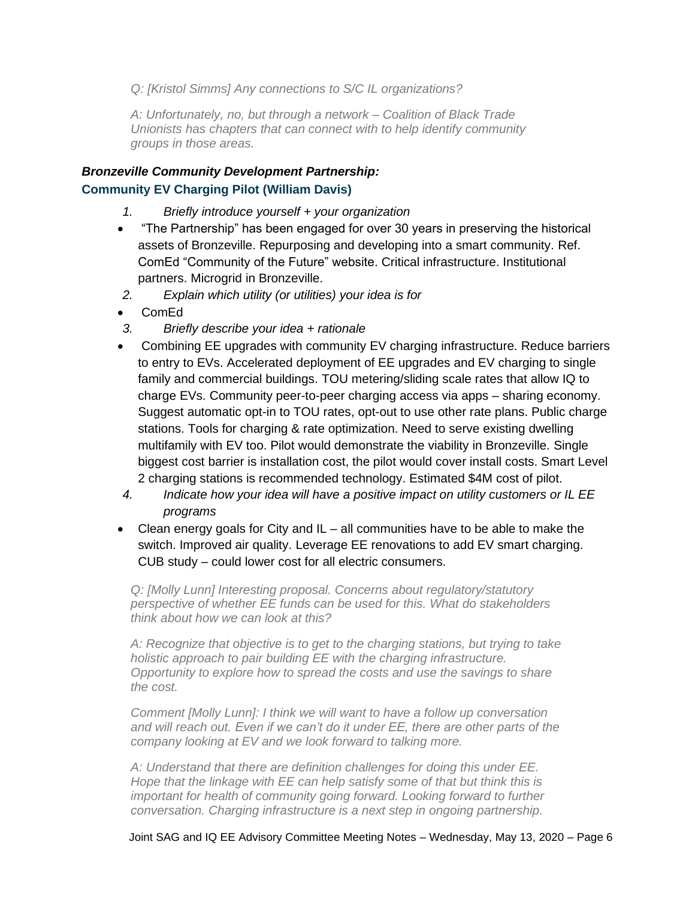*Q: [Kristol Simms] Any connections to S/C IL organizations?*

*A: Unfortunately, no, but through a network – Coalition of Black Trade Unionists has chapters that can connect with to help identify community groups in those areas.*

***Bronzeville Community Development Partnership:***

**Community EV Charging Pilot (William Davis)**

1. *Briefly introduce yourself + your organization*

- "The Partnership" has been engaged for over 30 years in preserving the historical assets of Bronzeville. Repurposing and developing into a smart community. Ref. ComEd "Community of the Future" website. Critical infrastructure. Institutional partners. Microgrid in Bronzeville.

2. *Explain which utility (or utilities) your idea is for*

- ComEd

3. *Briefly describe your idea + rationale*

- Combining EE upgrades with community EV charging infrastructure. Reduce barriers to entry to EVs. Accelerated deployment of EE upgrades and EV charging to single family and commercial buildings. TOU metering/sliding scale rates that allow IQ to charge EVs. Community peer-to-peer charging access via apps – sharing economy. Suggest automatic opt-in to TOU rates, opt-out to use other rate plans. Public charge stations. Tools for charging & rate optimization. Need to serve existing dwelling multifamily with EV too. Pilot would demonstrate the viability in Bronzeville. Single biggest cost barrier is installation cost, the pilot would cover install costs. Smart Level 2 charging stations is recommended technology. Estimated $4M cost of pilot.

4. *Indicate how your idea will have a positive impact on utility customers or IL EE programs*

- Clean energy goals for City and IL – all communities have to be able to make the switch. Improved air quality. Leverage EE renovations to add EV smart charging. CUB study – could lower cost for all electric consumers.

*Q: [Molly Lunn] Interesting proposal. Concerns about regulatory/statutory perspective of whether EE funds can be used for this. What do stakeholders think about how we can look at this?*

*A: Recognize that objective is to get to the charging stations, but trying to take holistic approach to pair building EE with the charging infrastructure. Opportunity to explore how to spread the costs and use the savings to share the cost.*

*Comment [Molly Lunn]: I think we will want to have a follow up conversation and will reach out. Even if we can't do it under EE, there are other parts of the company looking at EV and we look forward to talking more.*

*A: Understand that there are definition challenges for doing this under EE. Hope that the linkage with EE can help satisfy some of that but think this is important for health of community going forward. Looking forward to further conversation. Charging infrastructure is a next step in ongoing partnership.*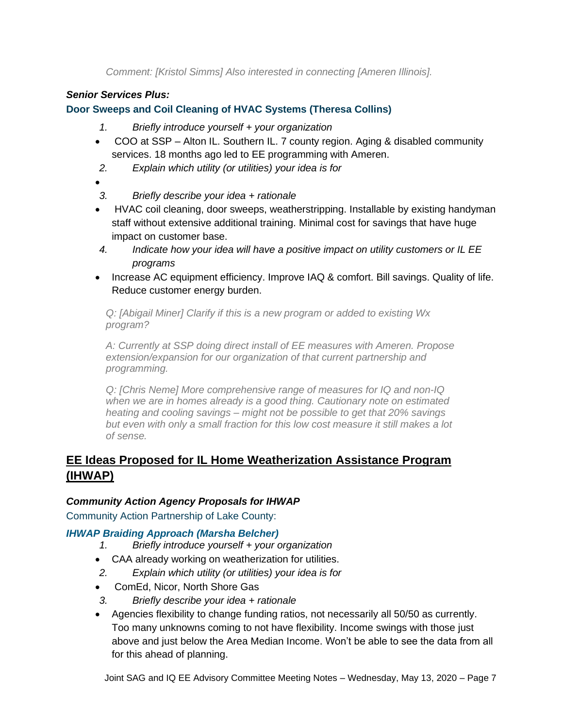*Comment: [Kristol Simms] Also interested in connecting [Ameren Illinois].*

***Senior Services Plus:***

**Door Sweeps and Coil Cleaning of HVAC Systems (Theresa Collins)**

1. *Briefly introduce yourself + your organization*
   - COO at SSP – Alton IL. Southern IL. 7 county region. Aging & disabled community services. 18 months ago led to EE programming with Ameren.
2. *Explain which utility (or utilities) your idea is for*
   - 
3. *Briefly describe your idea + rationale*
   - HVAC coil cleaning, door sweeps, weatherstripping. Installable by existing handyman staff without extensive additional training. Minimal cost for savings that have huge impact on customer base.
4. *Indicate how your idea will have a positive impact on utility customers or IL EE programs*
   - Increase AC equipment efficiency. Improve IAQ & comfort. Bill savings. Quality of life. Reduce customer energy burden.

*Q: [Abigail Miner] Clarify if this is a new program or added to existing Wx program?*

*A: Currently at SSP doing direct install of EE measures with Ameren. Propose extension/expansion for our organization of that current partnership and programming.*

*Q: [Chris Neme] More comprehensive range of measures for IQ and non-IQ when we are in homes already is a good thing. Cautionary note on estimated heating and cooling savings – might not be possible to get that 20% savings but even with only a small fraction for this low cost measure it still makes a lot of sense.*

## EE Ideas Proposed for IL Home Weatherization Assistance Program (IHWAP)

***Community Action Agency Proposals for IHWAP***

Community Action Partnership of Lake County:

***IHWAP Braiding Approach (Marsha Belcher)***

1. *Briefly introduce yourself + your organization*
   - CAA already working on weatherization for utilities.
2. *Explain which utility (or utilities) your idea is for*
   - ComEd, Nicor, North Shore Gas
3. *Briefly describe your idea + rationale*
   - Agencies flexibility to change funding ratios, not necessarily all 50/50 as currently. Too many unknowns coming to not have flexibility. Income swings with those just above and just below the Area Median Income. Won't be able to see the data from all for this ahead of planning.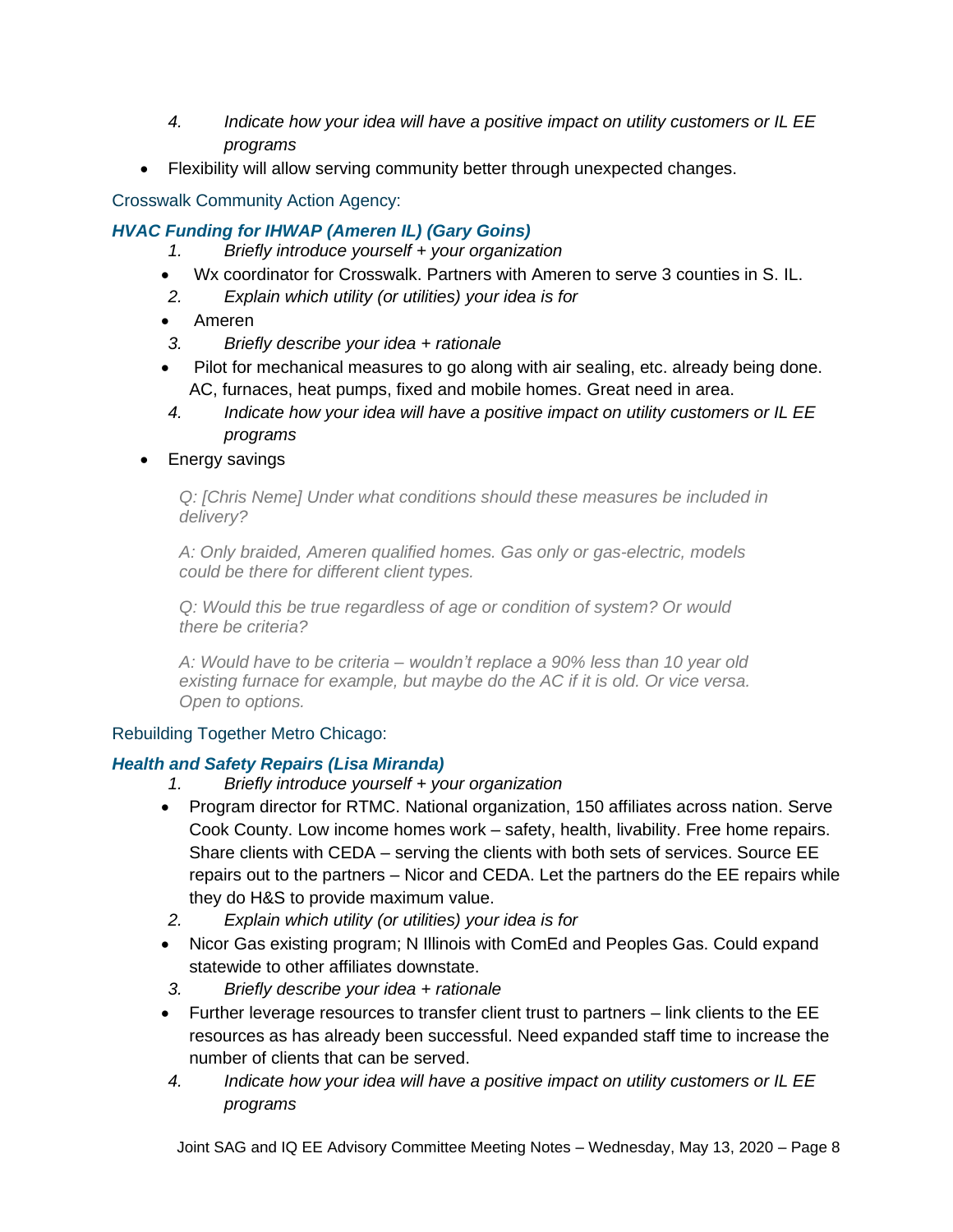4. *Indicate how your idea will have a positive impact on utility customers or IL EE programs*

- Flexibility will allow serving community better through unexpected changes.

Crosswalk Community Action Agency:

***HVAC Funding for IHWAP (Ameren IL) (Gary Goins)***

1. *Briefly introduce yourself + your organization*

- Wx coordinator for Crosswalk. Partners with Ameren to serve 3 counties in S. IL.

2. *Explain which utility (or utilities) your idea is for*

- Ameren

3. *Briefly describe your idea + rationale*

- Pilot for mechanical measures to go along with air sealing, etc. already being done. AC, furnaces, heat pumps, fixed and mobile homes. Great need in area.

4. *Indicate how your idea will have a positive impact on utility customers or IL EE programs*

- Energy savings

> *Q: [Chris Neme] Under what conditions should these measures be included in delivery?*
>
> *A: Only braided, Ameren qualified homes. Gas only or gas-electric, models could be there for different client types.*
>
> *Q: Would this be true regardless of age or condition of system? Or would there be criteria?*
>
> *A: Would have to be criteria – wouldn't replace a 90% less than 10 year old existing furnace for example, but maybe do the AC if it is old. Or vice versa. Open to options.*

Rebuilding Together Metro Chicago:

***Health and Safety Repairs (Lisa Miranda)***

1. *Briefly introduce yourself + your organization*

- Program director for RTMC. National organization, 150 affiliates across nation. Serve Cook County. Low income homes work – safety, health, livability. Free home repairs. Share clients with CEDA – serving the clients with both sets of services. Source EE repairs out to the partners – Nicor and CEDA. Let the partners do the EE repairs while they do H&S to provide maximum value.

2. *Explain which utility (or utilities) your idea is for*

- Nicor Gas existing program; N Illinois with ComEd and Peoples Gas. Could expand statewide to other affiliates downstate.

3. *Briefly describe your idea + rationale*

- Further leverage resources to transfer client trust to partners – link clients to the EE resources as has already been successful. Need expanded staff time to increase the number of clients that can be served.

4. *Indicate how your idea will have a positive impact on utility customers or IL EE programs*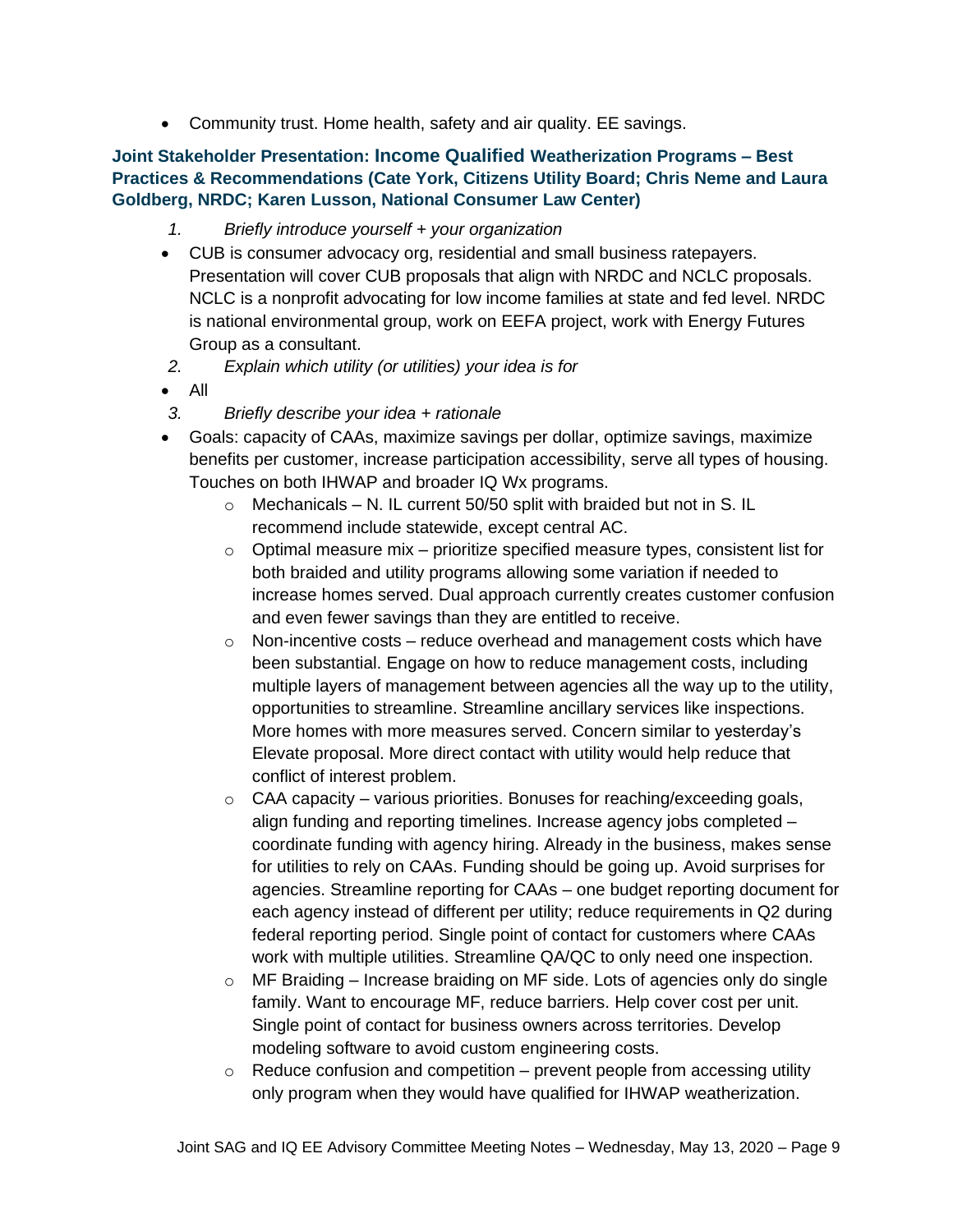- Community trust. Home health, safety and air quality. EE savings.

### Joint Stakeholder Presentation: Income Qualified Weatherization Programs – Best Practices & Recommendations (Cate York, Citizens Utility Board; Chris Neme and Laura Goldberg, NRDC; Karen Lusson, National Consumer Law Center)

1. *Briefly introduce yourself + your organization*

- CUB is consumer advocacy org, residential and small business ratepayers. Presentation will cover CUB proposals that align with NRDC and NCLC proposals. NCLC is a nonprofit advocating for low income families at state and fed level. NRDC is national environmental group, work on EEFA project, work with Energy Futures Group as a consultant.

2. *Explain which utility (or utilities) your idea is for*

- All

3. *Briefly describe your idea + rationale*

- Goals: capacity of CAAs, maximize savings per dollar, optimize savings, maximize benefits per customer, increase participation accessibility, serve all types of housing. Touches on both IHWAP and broader IQ Wx programs.
  - Mechanicals – N. IL current 50/50 split with braided but not in S. IL recommend include statewide, except central AC.
  - Optimal measure mix – prioritize specified measure types, consistent list for both braided and utility programs allowing some variation if needed to increase homes served. Dual approach currently creates customer confusion and even fewer savings than they are entitled to receive.
  - Non-incentive costs – reduce overhead and management costs which have been substantial. Engage on how to reduce management costs, including multiple layers of management between agencies all the way up to the utility, opportunities to streamline. Streamline ancillary services like inspections. More homes with more measures served. Concern similar to yesterday's Elevate proposal. More direct contact with utility would help reduce that conflict of interest problem.
  - CAA capacity – various priorities. Bonuses for reaching/exceeding goals, align funding and reporting timelines. Increase agency jobs completed – coordinate funding with agency hiring. Already in the business, makes sense for utilities to rely on CAAs. Funding should be going up. Avoid surprises for agencies. Streamline reporting for CAAs – one budget reporting document for each agency instead of different per utility; reduce requirements in Q2 during federal reporting period. Single point of contact for customers where CAAs work with multiple utilities. Streamline QA/QC to only need one inspection.
  - MF Braiding – Increase braiding on MF side. Lots of agencies only do single family. Want to encourage MF, reduce barriers. Help cover cost per unit. Single point of contact for business owners across territories. Develop modeling software to avoid custom engineering costs.
  - Reduce confusion and competition – prevent people from accessing utility only program when they would have qualified for IHWAP weatherization.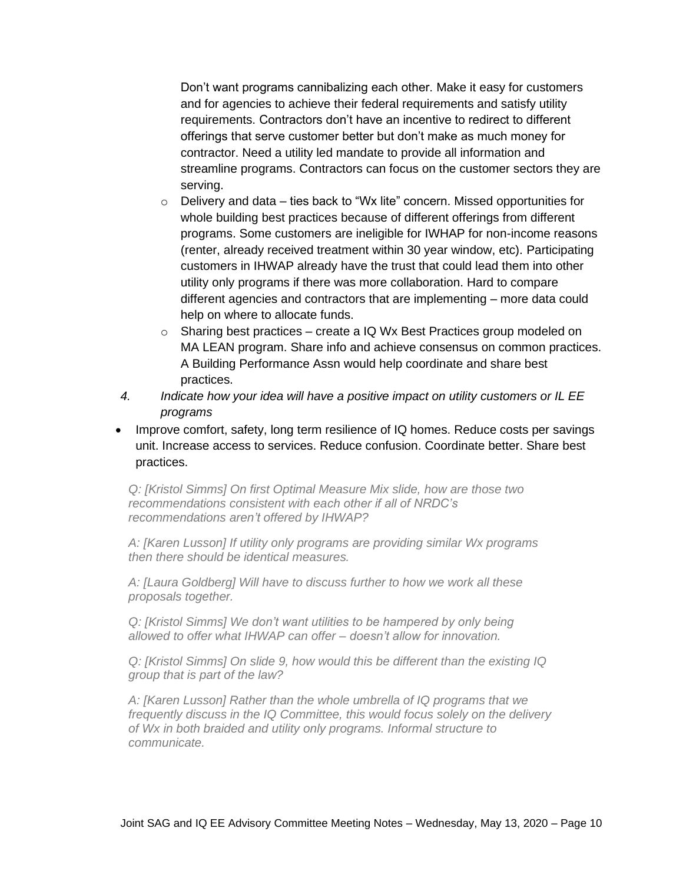Don't want programs cannibalizing each other. Make it easy for customers and for agencies to achieve their federal requirements and satisfy utility requirements. Contractors don't have an incentive to redirect to different offerings that serve customer better but don't make as much money for contractor. Need a utility led mandate to provide all information and streamline programs. Contractors can focus on the customer sectors they are serving.

  - Delivery and data – ties back to "Wx lite" concern. Missed opportunities for whole building best practices because of different offerings from different programs. Some customers are ineligible for IWHAP for non-income reasons (renter, already received treatment within 30 year window, etc). Participating customers in IHWAP already have the trust that could lead them into other utility only programs if there was more collaboration. Hard to compare different agencies and contractors that are implementing – more data could help on where to allocate funds.
  - Sharing best practices – create a IQ Wx Best Practices group modeled on MA LEAN program. Share info and achieve consensus on common practices. A Building Performance Assn would help coordinate and share best practices.

4. *Indicate how your idea will have a positive impact on utility customers or IL EE programs*

- Improve comfort, safety, long term resilience of IQ homes. Reduce costs per savings unit. Increase access to services. Reduce confusion. Coordinate better. Share best practices.

*Q: [Kristol Simms] On first Optimal Measure Mix slide, how are those two recommendations consistent with each other if all of NRDC's recommendations aren't offered by IHWAP?*

*A: [Karen Lusson] If utility only programs are providing similar Wx programs then there should be identical measures.*

*A: [Laura Goldberg] Will have to discuss further to how we work all these proposals together.*

*Q: [Kristol Simms] We don't want utilities to be hampered by only being allowed to offer what IHWAP can offer – doesn't allow for innovation.*

*Q: [Kristol Simms] On slide 9, how would this be different than the existing IQ group that is part of the law?*

*A: [Karen Lusson] Rather than the whole umbrella of IQ programs that we frequently discuss in the IQ Committee, this would focus solely on the delivery of Wx in both braided and utility only programs. Informal structure to communicate.*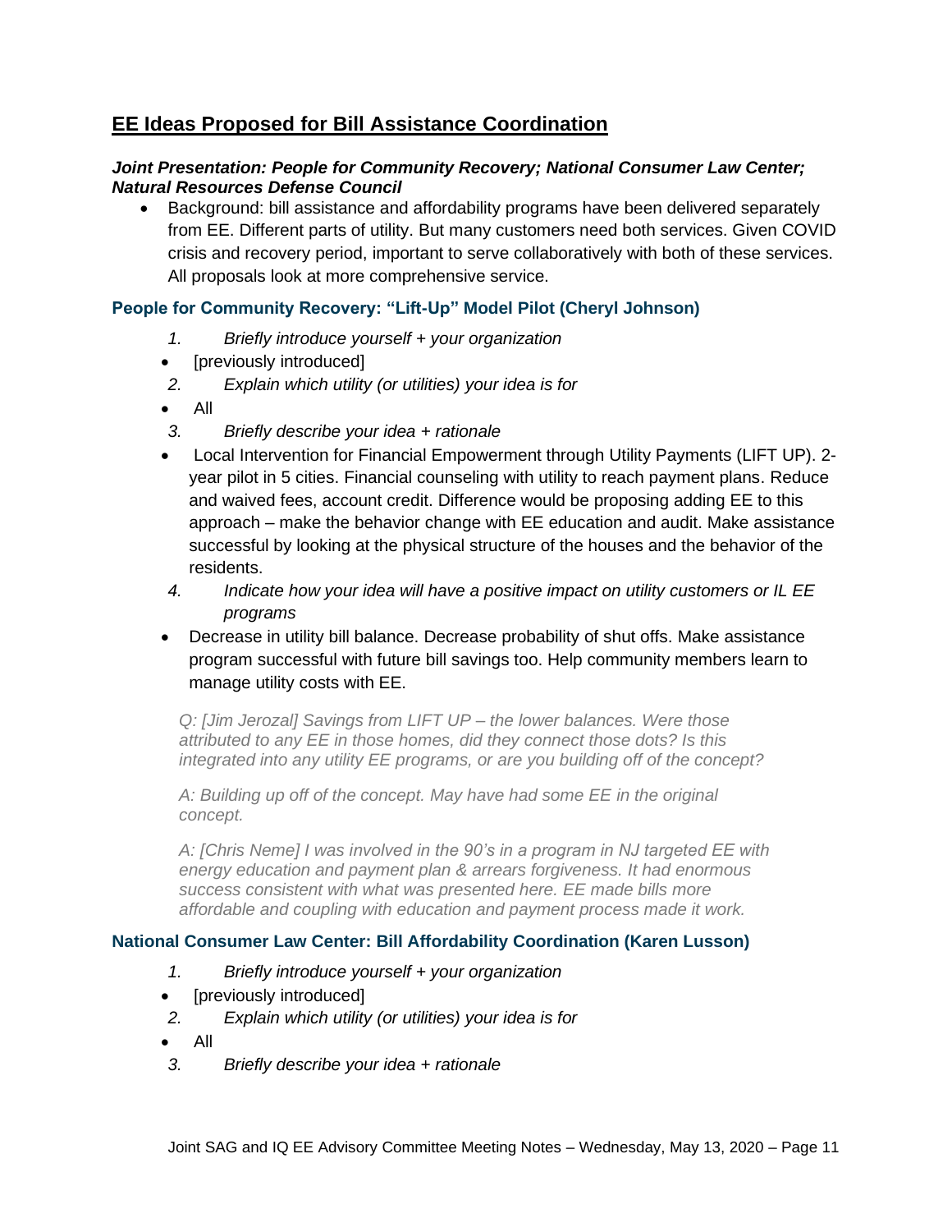## EE Ideas Proposed for Bill Assistance Coordination

***Joint Presentation: People for Community Recovery; National Consumer Law Center; Natural Resources Defense Council***

- Background: bill assistance and affordability programs have been delivered separately from EE. Different parts of utility. But many customers need both services. Given COVID crisis and recovery period, important to serve collaboratively with both of these services. All proposals look at more comprehensive service.

### People for Community Recovery: "Lift-Up" Model Pilot (Cheryl Johnson)

1. *Briefly introduce yourself + your organization*

- [previously introduced]

2. *Explain which utility (or utilities) your idea is for*

- All

3. *Briefly describe your idea + rationale*

- Local Intervention for Financial Empowerment through Utility Payments (LIFT UP). 2-year pilot in 5 cities. Financial counseling with utility to reach payment plans. Reduce and waived fees, account credit. Difference would be proposing adding EE to this approach – make the behavior change with EE education and audit. Make assistance successful by looking at the physical structure of the houses and the behavior of the residents.

4. *Indicate how your idea will have a positive impact on utility customers or IL EE programs*

- Decrease in utility bill balance. Decrease probability of shut offs. Make assistance program successful with future bill savings too. Help community members learn to manage utility costs with EE.

*Q: [Jim Jerozal] Savings from LIFT UP – the lower balances. Were those attributed to any EE in those homes, did they connect those dots? Is this integrated into any utility EE programs, or are you building off of the concept?*

*A: Building up off of the concept. May have had some EE in the original concept.*

*A: [Chris Neme] I was involved in the 90's in a program in NJ targeted EE with energy education and payment plan & arrears forgiveness. It had enormous success consistent with what was presented here. EE made bills more affordable and coupling with education and payment process made it work.*

### National Consumer Law Center: Bill Affordability Coordination (Karen Lusson)

1. *Briefly introduce yourself + your organization*

- [previously introduced]

2. *Explain which utility (or utilities) your idea is for*

- All

3. *Briefly describe your idea + rationale*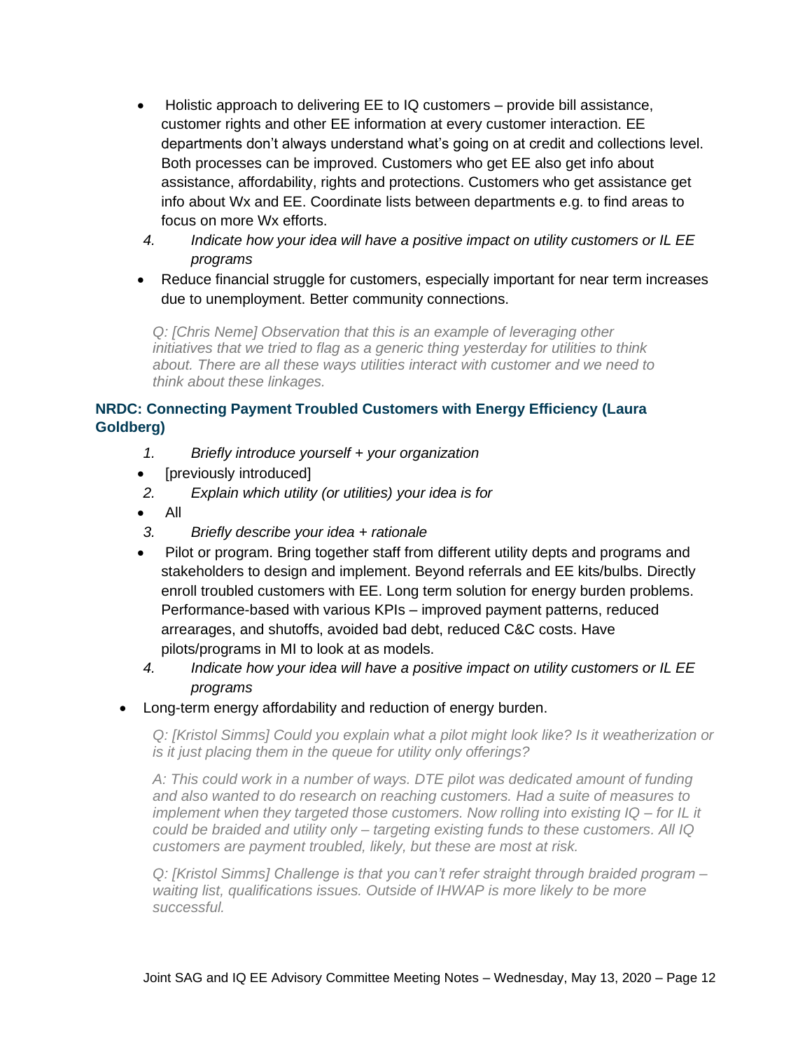- Holistic approach to delivering EE to IQ customers – provide bill assistance, customer rights and other EE information at every customer interaction. EE departments don't always understand what's going on at credit and collections level. Both processes can be improved. Customers who get EE also get info about assistance, affordability, rights and protections. Customers who get assistance get info about Wx and EE. Coordinate lists between departments e.g. to find areas to focus on more Wx efforts.

4. *Indicate how your idea will have a positive impact on utility customers or IL EE programs*

- Reduce financial struggle for customers, especially important for near term increases due to unemployment. Better community connections.

*Q: [Chris Neme] Observation that this is an example of leveraging other initiatives that we tried to flag as a generic thing yesterday for utilities to think about. There are all these ways utilities interact with customer and we need to think about these linkages.*

### NRDC: Connecting Payment Troubled Customers with Energy Efficiency (Laura Goldberg)

1. *Briefly introduce yourself + your organization*

- [previously introduced]

2. *Explain which utility (or utilities) your idea is for*

- All

3. *Briefly describe your idea + rationale*

- Pilot or program. Bring together staff from different utility depts and programs and stakeholders to design and implement. Beyond referrals and EE kits/bulbs. Directly enroll troubled customers with EE. Long term solution for energy burden problems. Performance-based with various KPIs – improved payment patterns, reduced arrearages, and shutoffs, avoided bad debt, reduced C&C costs. Have pilots/programs in MI to look at as models.

4. *Indicate how your idea will have a positive impact on utility customers or IL EE programs*

- Long-term energy affordability and reduction of energy burden.

*Q: [Kristol Simms] Could you explain what a pilot might look like? Is it weatherization or is it just placing them in the queue for utility only offerings?*

*A: This could work in a number of ways. DTE pilot was dedicated amount of funding and also wanted to do research on reaching customers. Had a suite of measures to implement when they targeted those customers. Now rolling into existing IQ – for IL it could be braided and utility only – targeting existing funds to these customers. All IQ customers are payment troubled, likely, but these are most at risk.*

*Q: [Kristol Simms] Challenge is that you can't refer straight through braided program – waiting list, qualifications issues. Outside of IHWAP is more likely to be more successful.*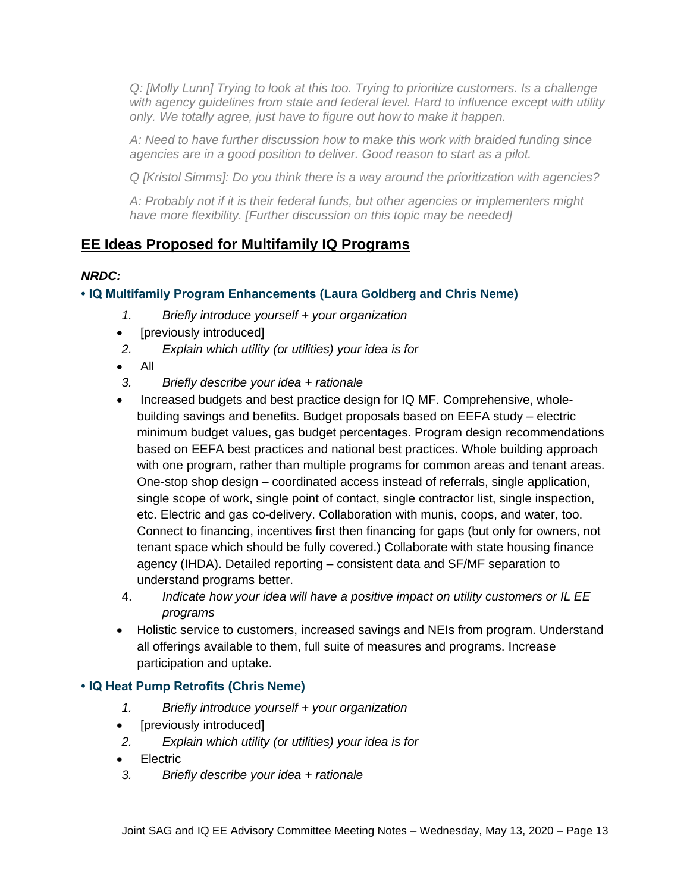*Q: [Molly Lunn] Trying to look at this too. Trying to prioritize customers. Is a challenge with agency guidelines from state and federal level. Hard to influence except with utility only. We totally agree, just have to figure out how to make it happen.*

*A: Need to have further discussion how to make this work with braided funding since agencies are in a good position to deliver. Good reason to start as a pilot.*

*Q [Kristol Simms]: Do you think there is a way around the prioritization with agencies?*

*A: Probably not if it is their federal funds, but other agencies or implementers might have more flexibility. [Further discussion on this topic may be needed]*

## EE Ideas Proposed for Multifamily IQ Programs

***NRDC:***

**• IQ Multifamily Program Enhancements (Laura Goldberg and Chris Neme)**

1. *Briefly introduce yourself + your organization*
   - [previously introduced]
2. *Explain which utility (or utilities) your idea is for*
   - All
3. *Briefly describe your idea + rationale*
   - Increased budgets and best practice design for IQ MF. Comprehensive, whole-building savings and benefits. Budget proposals based on EEFA study – electric minimum budget values, gas budget percentages. Program design recommendations based on EEFA best practices and national best practices. Whole building approach with one program, rather than multiple programs for common areas and tenant areas. One-stop shop design – coordinated access instead of referrals, single application, single scope of work, single point of contact, single contractor list, single inspection, etc. Electric and gas co-delivery. Collaboration with munis, coops, and water, too. Connect to financing, incentives first then financing for gaps (but only for owners, not tenant space which should be fully covered.) Collaborate with state housing finance agency (IHDA). Detailed reporting – consistent data and SF/MF separation to understand programs better.
4. *Indicate how your idea will have a positive impact on utility customers or IL EE programs*
   - Holistic service to customers, increased savings and NEIs from program. Understand all offerings available to them, full suite of measures and programs. Increase participation and uptake.

**• IQ Heat Pump Retrofits (Chris Neme)**

1. *Briefly introduce yourself + your organization*
   - [previously introduced]
2. *Explain which utility (or utilities) your idea is for*
   - Electric
3. *Briefly describe your idea + rationale*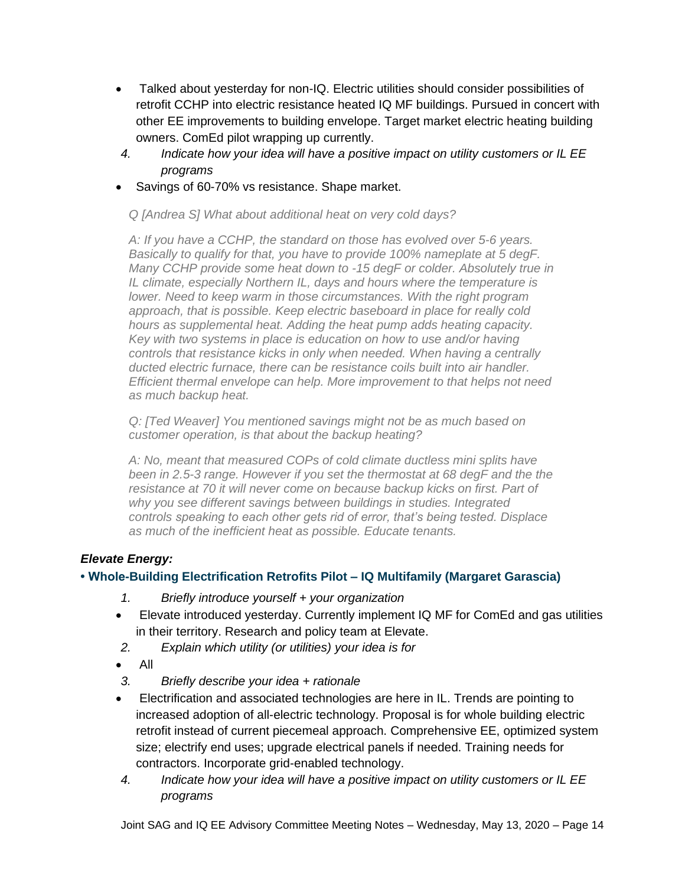- Talked about yesterday for non-IQ. Electric utilities should consider possibilities of retrofit CCHP into electric resistance heated IQ MF buildings. Pursued in concert with other EE improvements to building envelope. Target market electric heating building owners. ComEd pilot wrapping up currently.

4. *Indicate how your idea will have a positive impact on utility customers or IL EE programs*

- Savings of 60-70% vs resistance. Shape market.

*Q [Andrea S] What about additional heat on very cold days?*

*A: If you have a CCHP, the standard on those has evolved over 5-6 years. Basically to qualify for that, you have to provide 100% nameplate at 5 degF. Many CCHP provide some heat down to -15 degF or colder. Absolutely true in IL climate, especially Northern IL, days and hours where the temperature is lower. Need to keep warm in those circumstances. With the right program approach, that is possible. Keep electric baseboard in place for really cold hours as supplemental heat. Adding the heat pump adds heating capacity. Key with two systems in place is education on how to use and/or having controls that resistance kicks in only when needed. When having a centrally ducted electric furnace, there can be resistance coils built into air handler. Efficient thermal envelope can help. More improvement to that helps not need as much backup heat.*

*Q: [Ted Weaver] You mentioned savings might not be as much based on customer operation, is that about the backup heating?*

*A: No, meant that measured COPs of cold climate ductless mini splits have been in 2.5-3 range. However if you set the thermostat at 68 degF and the the resistance at 70 it will never come on because backup kicks on first. Part of why you see different savings between buildings in studies. Integrated controls speaking to each other gets rid of error, that's being tested. Displace as much of the inefficient heat as possible. Educate tenants.*

### *Elevate Energy:*

**• Whole-Building Electrification Retrofits Pilot – IQ Multifamily (Margaret Garascia)**

1. *Briefly introduce yourself + your organization*

- Elevate introduced yesterday. Currently implement IQ MF for ComEd and gas utilities in their territory. Research and policy team at Elevate.

2. *Explain which utility (or utilities) your idea is for*

- All

3. *Briefly describe your idea + rationale*

- Electrification and associated technologies are here in IL. Trends are pointing to increased adoption of all-electric technology. Proposal is for whole building electric retrofit instead of current piecemeal approach. Comprehensive EE, optimized system size; electrify end uses; upgrade electrical panels if needed. Training needs for contractors. Incorporate grid-enabled technology.

4. *Indicate how your idea will have a positive impact on utility customers or IL EE programs*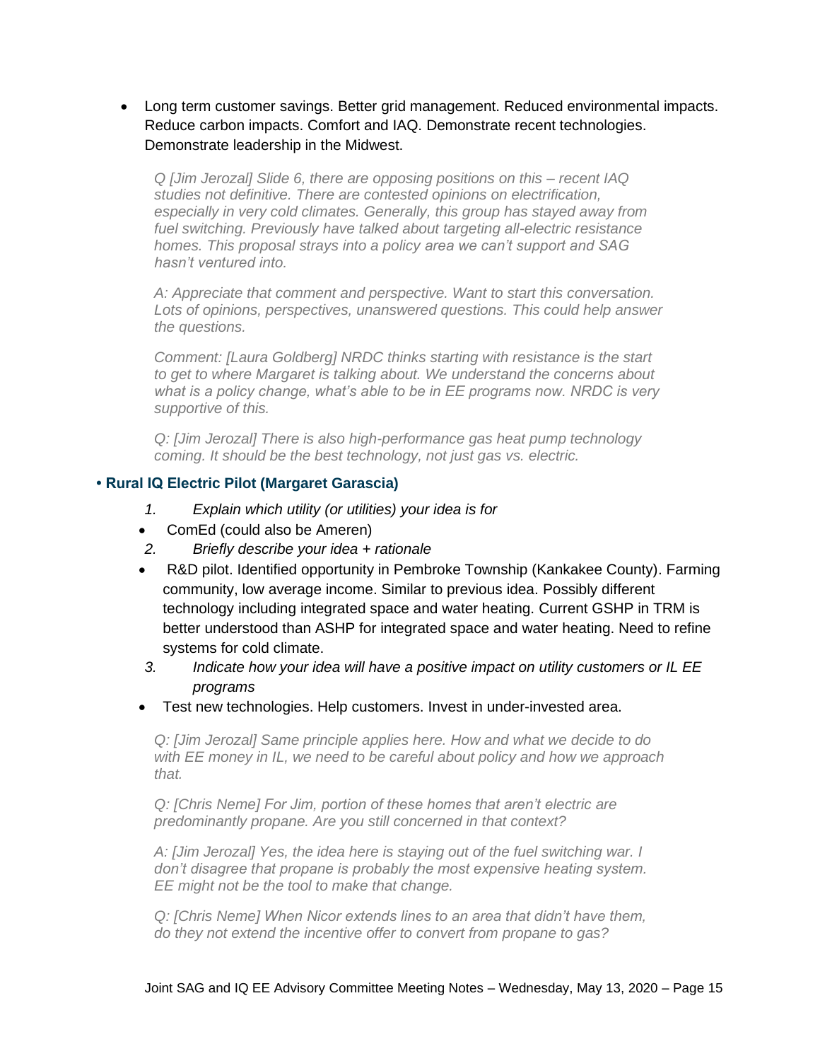- Long term customer savings. Better grid management. Reduced environmental impacts. Reduce carbon impacts. Comfort and IAQ. Demonstrate recent technologies. Demonstrate leadership in the Midwest.

  *Q [Jim Jerozal] Slide 6, there are opposing positions on this – recent IAQ studies not definitive. There are contested opinions on electrification, especially in very cold climates. Generally, this group has stayed away from fuel switching. Previously have talked about targeting all-electric resistance homes. This proposal strays into a policy area we can't support and SAG hasn't ventured into.*

  *A: Appreciate that comment and perspective. Want to start this conversation. Lots of opinions, perspectives, unanswered questions. This could help answer the questions.*

  *Comment: [Laura Goldberg] NRDC thinks starting with resistance is the start to get to where Margaret is talking about. We understand the concerns about what is a policy change, what's able to be in EE programs now. NRDC is very supportive of this.*

  *Q: [Jim Jerozal] There is also high-performance gas heat pump technology coming. It should be the best technology, not just gas vs. electric.*

### • Rural IQ Electric Pilot (Margaret Garascia)

1. *Explain which utility (or utilities) your idea is for*
   - ComEd (could also be Ameren)
2. *Briefly describe your idea + rationale*
   - R&D pilot. Identified opportunity in Pembroke Township (Kankakee County). Farming community, low average income. Similar to previous idea. Possibly different technology including integrated space and water heating. Current GSHP in TRM is better understood than ASHP for integrated space and water heating. Need to refine systems for cold climate.
3. *Indicate how your idea will have a positive impact on utility customers or IL EE programs*
   - Test new technologies. Help customers. Invest in under-invested area.

*Q: [Jim Jerozal] Same principle applies here. How and what we decide to do with EE money in IL, we need to be careful about policy and how we approach that.*

*Q: [Chris Neme] For Jim, portion of these homes that aren't electric are predominantly propane. Are you still concerned in that context?*

*A: [Jim Jerozal] Yes, the idea here is staying out of the fuel switching war. I don't disagree that propane is probably the most expensive heating system. EE might not be the tool to make that change.*

*Q: [Chris Neme] When Nicor extends lines to an area that didn't have them, do they not extend the incentive offer to convert from propane to gas?*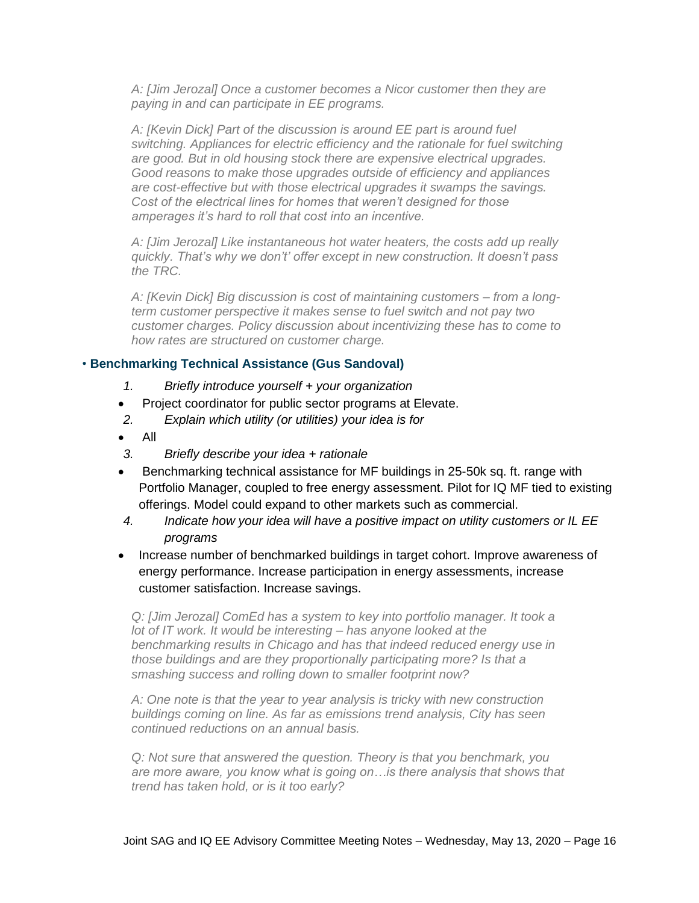*A: [Jim Jerozal] Once a customer becomes a Nicor customer then they are paying in and can participate in EE programs.*

*A: [Kevin Dick] Part of the discussion is around EE part is around fuel switching. Appliances for electric efficiency and the rationale for fuel switching are good. But in old housing stock there are expensive electrical upgrades. Good reasons to make those upgrades outside of efficiency and appliances are cost-effective but with those electrical upgrades it swamps the savings. Cost of the electrical lines for homes that weren't designed for those amperages it's hard to roll that cost into an incentive.*

*A: [Jim Jerozal] Like instantaneous hot water heaters, the costs add up really quickly. That's why we don't' offer except in new construction. It doesn't pass the TRC.*

*A: [Kevin Dick] Big discussion is cost of maintaining customers – from a long-term customer perspective it makes sense to fuel switch and not pay two customer charges. Policy discussion about incentivizing these has to come to how rates are structured on customer charge.*

• **Benchmarking Technical Assistance (Gus Sandoval)**

1. *Briefly introduce yourself + your organization*
- Project coordinator for public sector programs at Elevate.
2. *Explain which utility (or utilities) your idea is for*
- All
3. *Briefly describe your idea + rationale*
- Benchmarking technical assistance for MF buildings in 25-50k sq. ft. range with Portfolio Manager, coupled to free energy assessment. Pilot for IQ MF tied to existing offerings. Model could expand to other markets such as commercial.
4. *Indicate how your idea will have a positive impact on utility customers or IL EE programs*
- Increase number of benchmarked buildings in target cohort. Improve awareness of energy performance. Increase participation in energy assessments, increase customer satisfaction. Increase savings.

*Q: [Jim Jerozal] ComEd has a system to key into portfolio manager. It took a lot of IT work. It would be interesting – has anyone looked at the benchmarking results in Chicago and has that indeed reduced energy use in those buildings and are they proportionally participating more? Is that a smashing success and rolling down to smaller footprint now?*

*A: One note is that the year to year analysis is tricky with new construction buildings coming on line. As far as emissions trend analysis, City has seen continued reductions on an annual basis.*

*Q: Not sure that answered the question. Theory is that you benchmark, you are more aware, you know what is going on…is there analysis that shows that trend has taken hold, or is it too early?*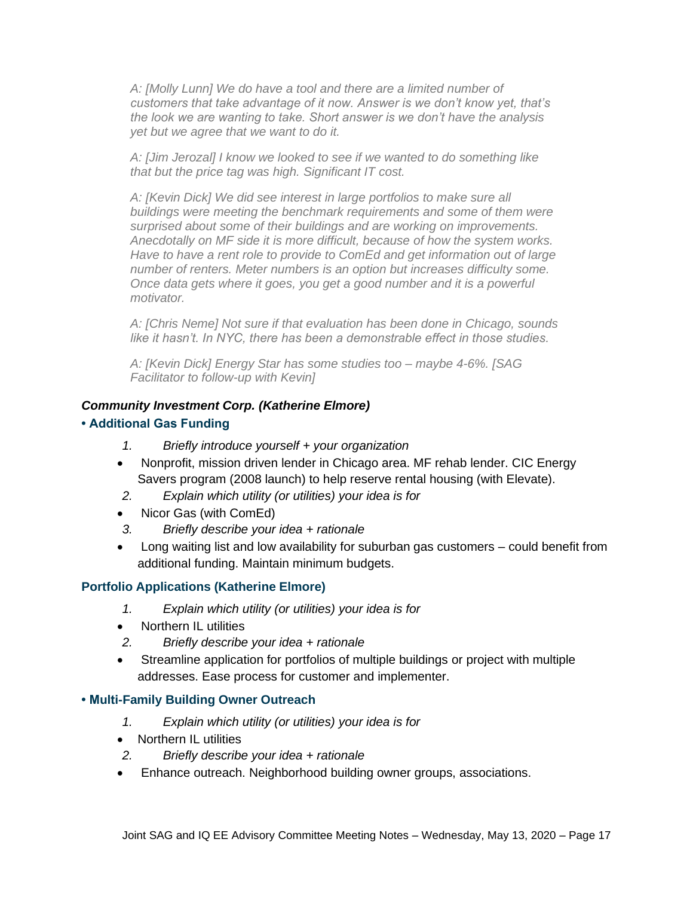*A: [Molly Lunn] We do have a tool and there are a limited number of customers that take advantage of it now. Answer is we don't know yet, that's the look we are wanting to take. Short answer is we don't have the analysis yet but we agree that we want to do it.*

*A: [Jim Jerozal] I know we looked to see if we wanted to do something like that but the price tag was high. Significant IT cost.*

*A: [Kevin Dick] We did see interest in large portfolios to make sure all buildings were meeting the benchmark requirements and some of them were surprised about some of their buildings and are working on improvements. Anecdotally on MF side it is more difficult, because of how the system works. Have to have a rent role to provide to ComEd and get information out of large number of renters. Meter numbers is an option but increases difficulty some. Once data gets where it goes, you get a good number and it is a powerful motivator.*

*A: [Chris Neme] Not sure if that evaluation has been done in Chicago, sounds like it hasn't. In NYC, there has been a demonstrable effect in those studies.*

*A: [Kevin Dick] Energy Star has some studies too – maybe 4-6%. [SAG Facilitator to follow-up with Kevin]*

***Community Investment Corp. (Katherine Elmore)***

#### • Additional Gas Funding

1. *Briefly introduce yourself + your organization*
   - Nonprofit, mission driven lender in Chicago area. MF rehab lender. CIC Energy Savers program (2008 launch) to help reserve rental housing (with Elevate).
2. *Explain which utility (or utilities) your idea is for*
   - Nicor Gas (with ComEd)
3. *Briefly describe your idea + rationale*
   - Long waiting list and low availability for suburban gas customers – could benefit from additional funding. Maintain minimum budgets.

#### Portfolio Applications (Katherine Elmore)

1. *Explain which utility (or utilities) your idea is for*
   - Northern IL utilities
2. *Briefly describe your idea + rationale*
   - Streamline application for portfolios of multiple buildings or project with multiple addresses. Ease process for customer and implementer.

#### • Multi-Family Building Owner Outreach

1. *Explain which utility (or utilities) your idea is for*
   - Northern IL utilities
2. *Briefly describe your idea + rationale*
   - Enhance outreach. Neighborhood building owner groups, associations.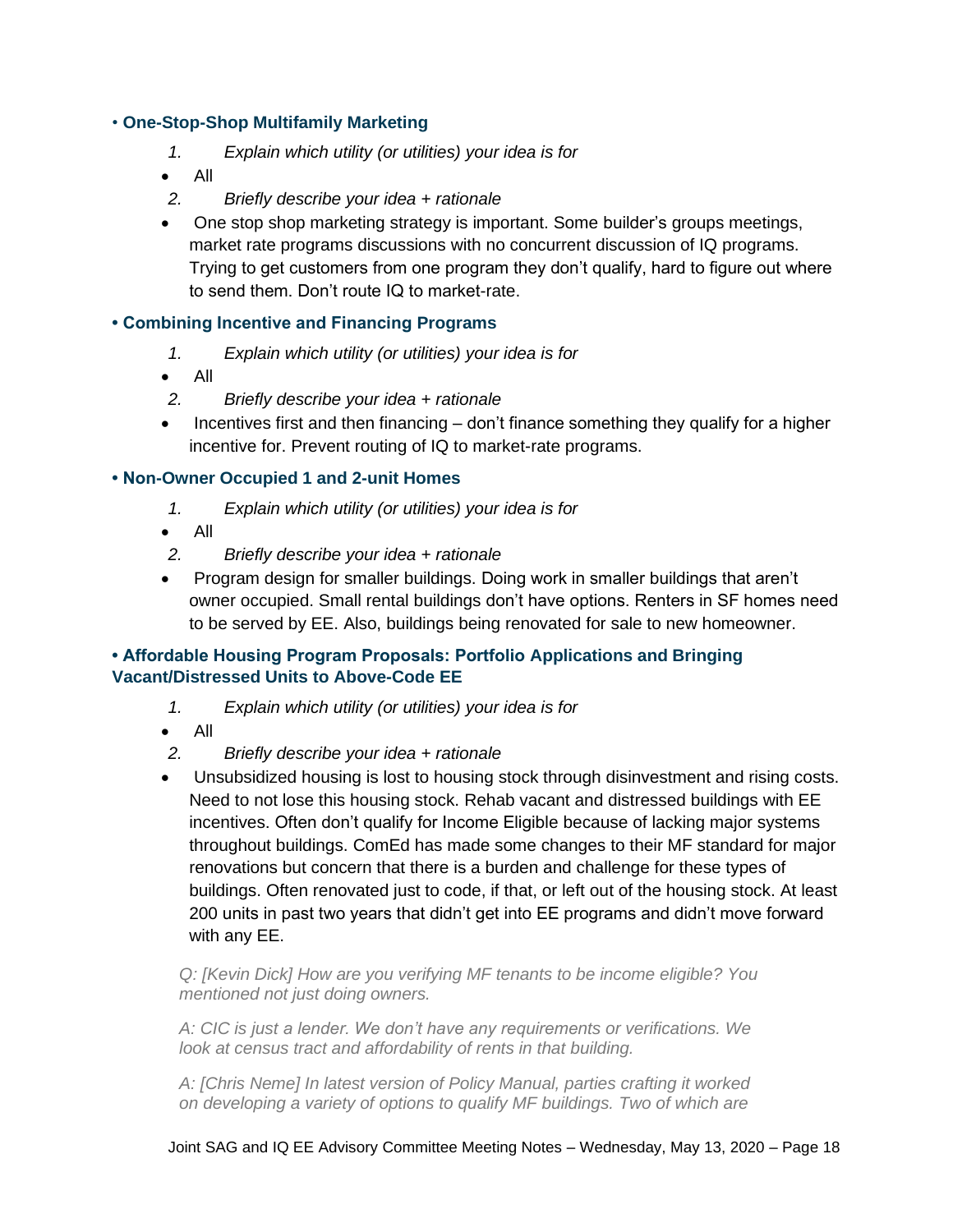• **One-Stop-Shop Multifamily Marketing**

1. *Explain which utility (or utilities) your idea is for*

- All

2. *Briefly describe your idea + rationale*

- One stop shop marketing strategy is important. Some builder's groups meetings, market rate programs discussions with no concurrent discussion of IQ programs. Trying to get customers from one program they don't qualify, hard to figure out where to send them. Don't route IQ to market-rate.

**• Combining Incentive and Financing Programs**

1. *Explain which utility (or utilities) your idea is for*

- All

2. *Briefly describe your idea + rationale*

- Incentives first and then financing – don't finance something they qualify for a higher incentive for. Prevent routing of IQ to market-rate programs.

**• Non-Owner Occupied 1 and 2-unit Homes**

1. *Explain which utility (or utilities) your idea is for*

- All

2. *Briefly describe your idea + rationale*

- Program design for smaller buildings. Doing work in smaller buildings that aren't owner occupied. Small rental buildings don't have options. Renters in SF homes need to be served by EE. Also, buildings being renovated for sale to new homeowner.

**• Affordable Housing Program Proposals: Portfolio Applications and Bringing Vacant/Distressed Units to Above-Code EE**

1. *Explain which utility (or utilities) your idea is for*

- All

2. *Briefly describe your idea + rationale*

- Unsubsidized housing is lost to housing stock through disinvestment and rising costs. Need to not lose this housing stock. Rehab vacant and distressed buildings with EE incentives. Often don't qualify for Income Eligible because of lacking major systems throughout buildings. ComEd has made some changes to their MF standard for major renovations but concern that there is a burden and challenge for these types of buildings. Often renovated just to code, if that, or left out of the housing stock. At least 200 units in past two years that didn't get into EE programs and didn't move forward with any EE.

*Q: [Kevin Dick] How are you verifying MF tenants to be income eligible? You mentioned not just doing owners.*

*A: CIC is just a lender. We don't have any requirements or verifications. We look at census tract and affordability of rents in that building.*

*A: [Chris Neme] In latest version of Policy Manual, parties crafting it worked on developing a variety of options to qualify MF buildings. Two of which are*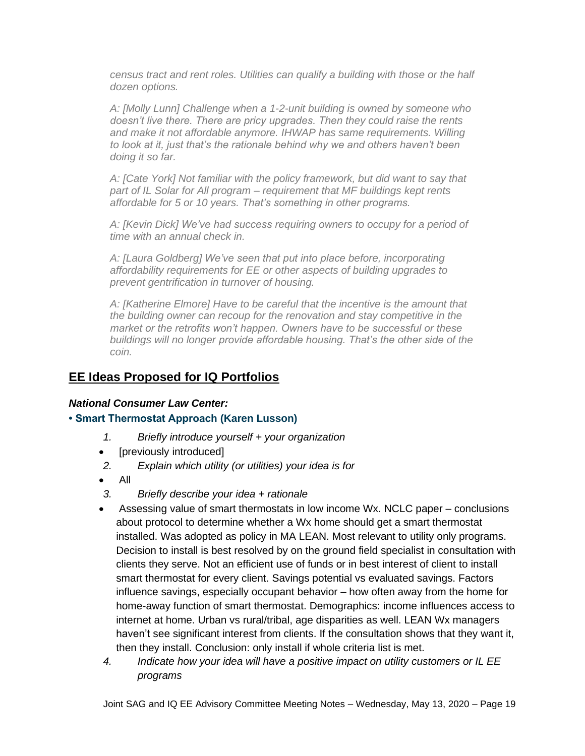*census tract and rent roles. Utilities can qualify a building with those or the half dozen options.*

*A: [Molly Lunn] Challenge when a 1-2-unit building is owned by someone who doesn't live there. There are pricy upgrades. Then they could raise the rents and make it not affordable anymore. IHWAP has same requirements. Willing to look at it, just that's the rationale behind why we and others haven't been doing it so far.*

*A: [Cate York] Not familiar with the policy framework, but did want to say that part of IL Solar for All program – requirement that MF buildings kept rents affordable for 5 or 10 years. That's something in other programs.*

*A: [Kevin Dick] We've had success requiring owners to occupy for a period of time with an annual check in.*

*A: [Laura Goldberg] We've seen that put into place before, incorporating affordability requirements for EE or other aspects of building upgrades to prevent gentrification in turnover of housing.*

*A: [Katherine Elmore] Have to be careful that the incentive is the amount that the building owner can recoup for the renovation and stay competitive in the market or the retrofits won't happen. Owners have to be successful or these buildings will no longer provide affordable housing. That's the other side of the coin.*

## EE Ideas Proposed for IQ Portfolios

***National Consumer Law Center:***

**• Smart Thermostat Approach (Karen Lusson)**

1. *Briefly introduce yourself + your organization*
   - [previously introduced]
2. *Explain which utility (or utilities) your idea is for*
   - All
3. *Briefly describe your idea + rationale*
   - Assessing value of smart thermostats in low income Wx. NCLC paper – conclusions about protocol to determine whether a Wx home should get a smart thermostat installed. Was adopted as policy in MA LEAN. Most relevant to utility only programs. Decision to install is best resolved by on the ground field specialist in consultation with clients they serve. Not an efficient use of funds or in best interest of client to install smart thermostat for every client. Savings potential vs evaluated savings. Factors influence savings, especially occupant behavior – how often away from the home for home-away function of smart thermostat. Demographics: income influences access to internet at home. Urban vs rural/tribal, age disparities as well. LEAN Wx managers haven't see significant interest from clients. If the consultation shows that they want it, then they install. Conclusion: only install if whole criteria list is met.
4. *Indicate how your idea will have a positive impact on utility customers or IL EE programs*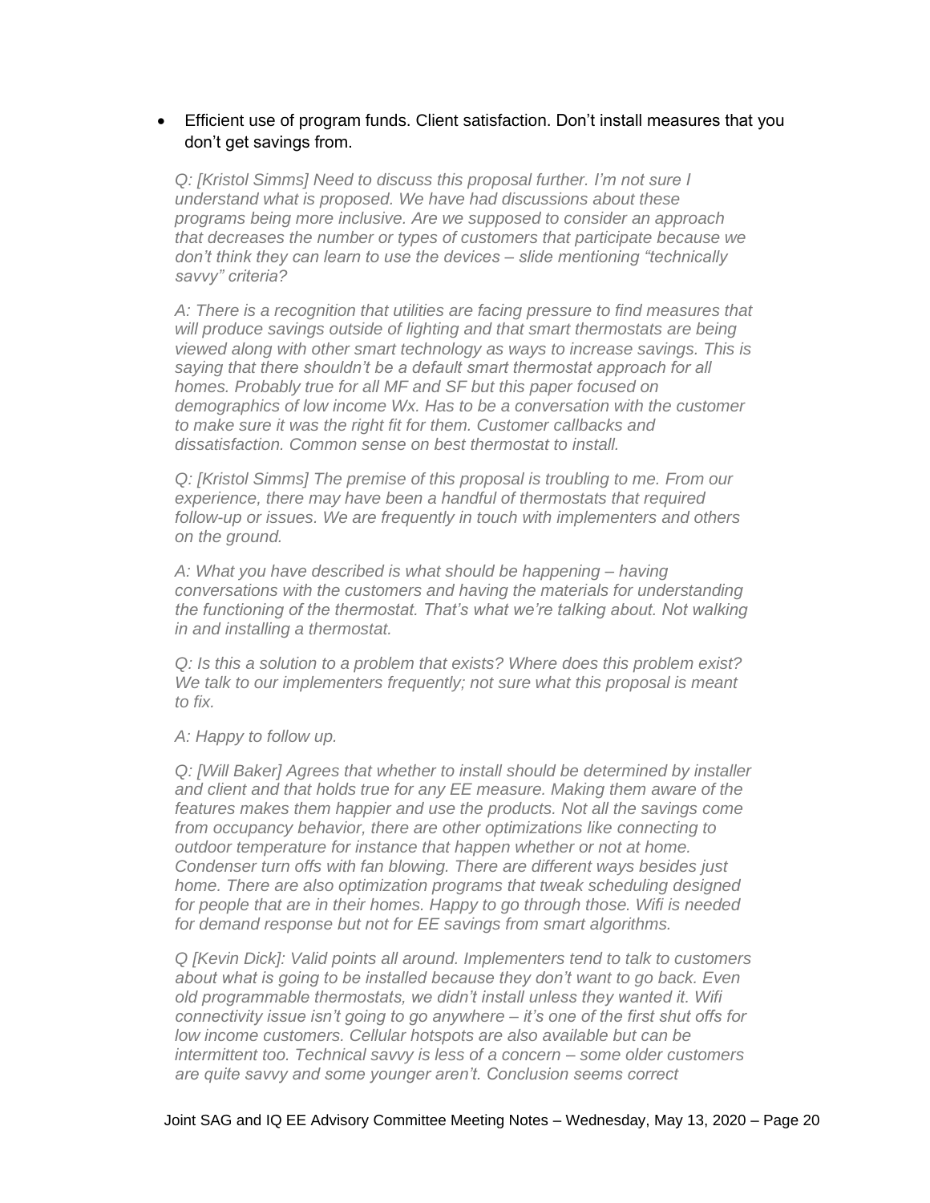- Efficient use of program funds. Client satisfaction. Don't install measures that you don't get savings from.

*Q: [Kristol Simms] Need to discuss this proposal further. I'm not sure I understand what is proposed. We have had discussions about these programs being more inclusive. Are we supposed to consider an approach that decreases the number or types of customers that participate because we don't think they can learn to use the devices – slide mentioning "technically savvy" criteria?*

*A: There is a recognition that utilities are facing pressure to find measures that will produce savings outside of lighting and that smart thermostats are being viewed along with other smart technology as ways to increase savings. This is saying that there shouldn't be a default smart thermostat approach for all homes. Probably true for all MF and SF but this paper focused on demographics of low income Wx. Has to be a conversation with the customer to make sure it was the right fit for them. Customer callbacks and dissatisfaction. Common sense on best thermostat to install.*

*Q: [Kristol Simms] The premise of this proposal is troubling to me. From our experience, there may have been a handful of thermostats that required follow-up or issues. We are frequently in touch with implementers and others on the ground.*

*A: What you have described is what should be happening – having conversations with the customers and having the materials for understanding the functioning of the thermostat. That's what we're talking about. Not walking in and installing a thermostat.*

*Q: Is this a solution to a problem that exists? Where does this problem exist? We talk to our implementers frequently; not sure what this proposal is meant to fix.*

*A: Happy to follow up.*

*Q: [Will Baker] Agrees that whether to install should be determined by installer and client and that holds true for any EE measure. Making them aware of the features makes them happier and use the products. Not all the savings come from occupancy behavior, there are other optimizations like connecting to outdoor temperature for instance that happen whether or not at home. Condenser turn offs with fan blowing. There are different ways besides just home. There are also optimization programs that tweak scheduling designed for people that are in their homes. Happy to go through those. Wifi is needed for demand response but not for EE savings from smart algorithms.*

*Q [Kevin Dick]: Valid points all around. Implementers tend to talk to customers about what is going to be installed because they don't want to go back. Even old programmable thermostats, we didn't install unless they wanted it. Wifi connectivity issue isn't going to go anywhere – it's one of the first shut offs for low income customers. Cellular hotspots are also available but can be intermittent too. Technical savvy is less of a concern – some older customers are quite savvy and some younger aren't. Conclusion seems correct*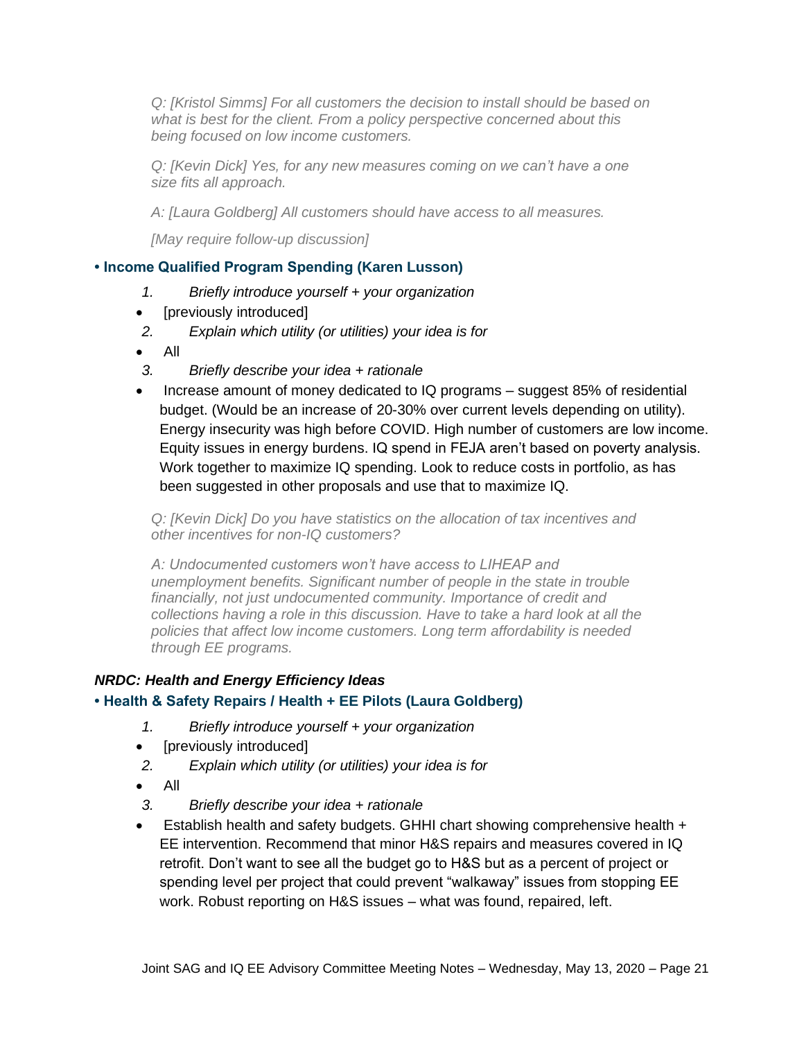*Q: [Kristol Simms] For all customers the decision to install should be based on what is best for the client. From a policy perspective concerned about this being focused on low income customers.*

*Q: [Kevin Dick] Yes, for any new measures coming on we can't have a one size fits all approach.*

*A: [Laura Goldberg] All customers should have access to all measures.*

*[May require follow-up discussion]*

### • Income Qualified Program Spending (Karen Lusson)

1. *Briefly introduce yourself + your organization*

- [previously introduced]

2. *Explain which utility (or utilities) your idea is for*

- All

3. *Briefly describe your idea + rationale*

- Increase amount of money dedicated to IQ programs – suggest 85% of residential budget. (Would be an increase of 20-30% over current levels depending on utility). Energy insecurity was high before COVID. High number of customers are low income. Equity issues in energy burdens. IQ spend in FEJA aren't based on poverty analysis. Work together to maximize IQ spending. Look to reduce costs in portfolio, as has been suggested in other proposals and use that to maximize IQ.

*Q: [Kevin Dick] Do you have statistics on the allocation of tax incentives and other incentives for non-IQ customers?*

*A: Undocumented customers won't have access to LIHEAP and unemployment benefits. Significant number of people in the state in trouble financially, not just undocumented community. Importance of credit and collections having a role in this discussion. Have to take a hard look at all the policies that affect low income customers. Long term affordability is needed through EE programs.*

## *NRDC: Health and Energy Efficiency Ideas*

### • Health & Safety Repairs / Health + EE Pilots (Laura Goldberg)

1. *Briefly introduce yourself + your organization*

- [previously introduced]

2. *Explain which utility (or utilities) your idea is for*

- All

3. *Briefly describe your idea + rationale*

- Establish health and safety budgets. GHHI chart showing comprehensive health + EE intervention. Recommend that minor H&S repairs and measures covered in IQ retrofit. Don't want to see all the budget go to H&S but as a percent of project or spending level per project that could prevent "walkaway" issues from stopping EE work. Robust reporting on H&S issues – what was found, repaired, left.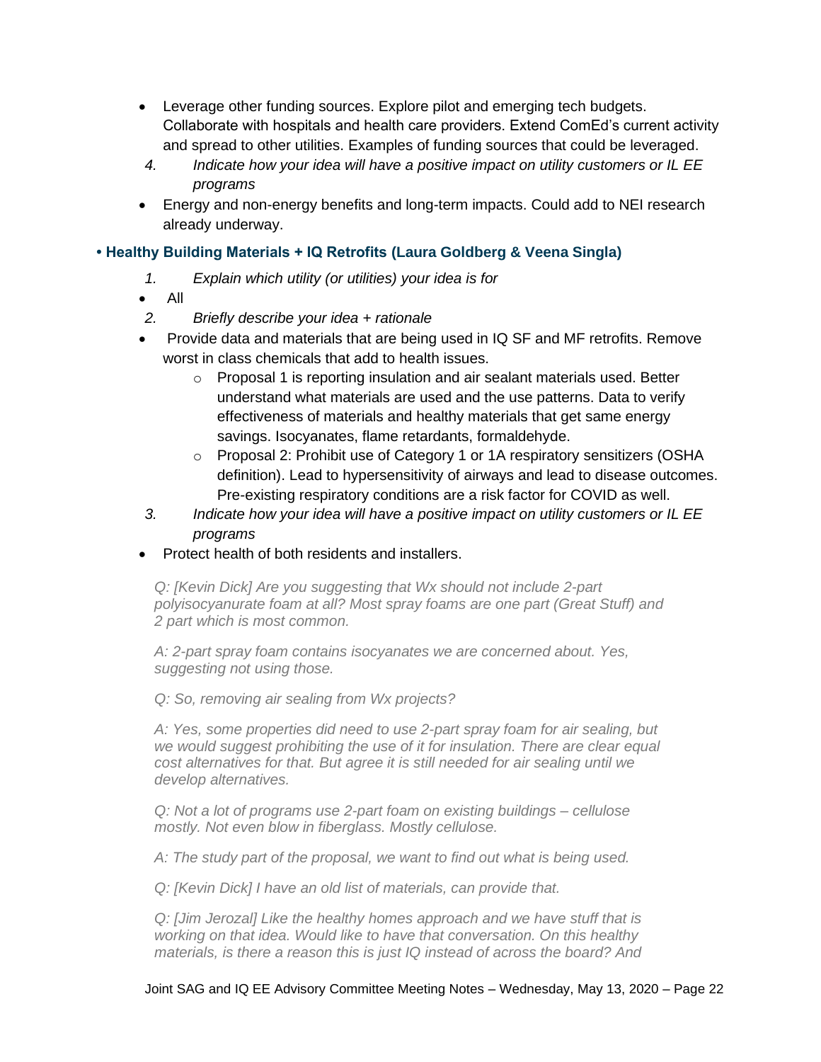- Leverage other funding sources. Explore pilot and emerging tech budgets. Collaborate with hospitals and health care providers. Extend ComEd's current activity and spread to other utilities. Examples of funding sources that could be leveraged.

4. *Indicate how your idea will have a positive impact on utility customers or IL EE programs*

- Energy and non-energy benefits and long-term impacts. Could add to NEI research already underway.

**• Healthy Building Materials + IQ Retrofits (Laura Goldberg & Veena Singla)**

1. *Explain which utility (or utilities) your idea is for*

- All

2. *Briefly describe your idea + rationale*

- Provide data and materials that are being used in IQ SF and MF retrofits. Remove worst in class chemicals that add to health issues.
    - Proposal 1 is reporting insulation and air sealant materials used. Better understand what materials are used and the use patterns. Data to verify effectiveness of materials and healthy materials that get same energy savings. Isocyanates, flame retardants, formaldehyde.
    - Proposal 2: Prohibit use of Category 1 or 1A respiratory sensitizers (OSHA definition). Lead to hypersensitivity of airways and lead to disease outcomes. Pre-existing respiratory conditions are a risk factor for COVID as well.

3. *Indicate how your idea will have a positive impact on utility customers or IL EE programs*

- Protect health of both residents and installers.

*Q: [Kevin Dick] Are you suggesting that Wx should not include 2-part polyisocyanurate foam at all? Most spray foams are one part (Great Stuff) and 2 part which is most common.*

*A: 2-part spray foam contains isocyanates we are concerned about. Yes, suggesting not using those.*

*Q: So, removing air sealing from Wx projects?*

*A: Yes, some properties did need to use 2-part spray foam for air sealing, but we would suggest prohibiting the use of it for insulation. There are clear equal cost alternatives for that. But agree it is still needed for air sealing until we develop alternatives.*

*Q: Not a lot of programs use 2-part foam on existing buildings – cellulose mostly. Not even blow in fiberglass. Mostly cellulose.*

*A: The study part of the proposal, we want to find out what is being used.*

*Q: [Kevin Dick] I have an old list of materials, can provide that.*

*Q: [Jim Jerozal] Like the healthy homes approach and we have stuff that is working on that idea. Would like to have that conversation. On this healthy materials, is there a reason this is just IQ instead of across the board? And*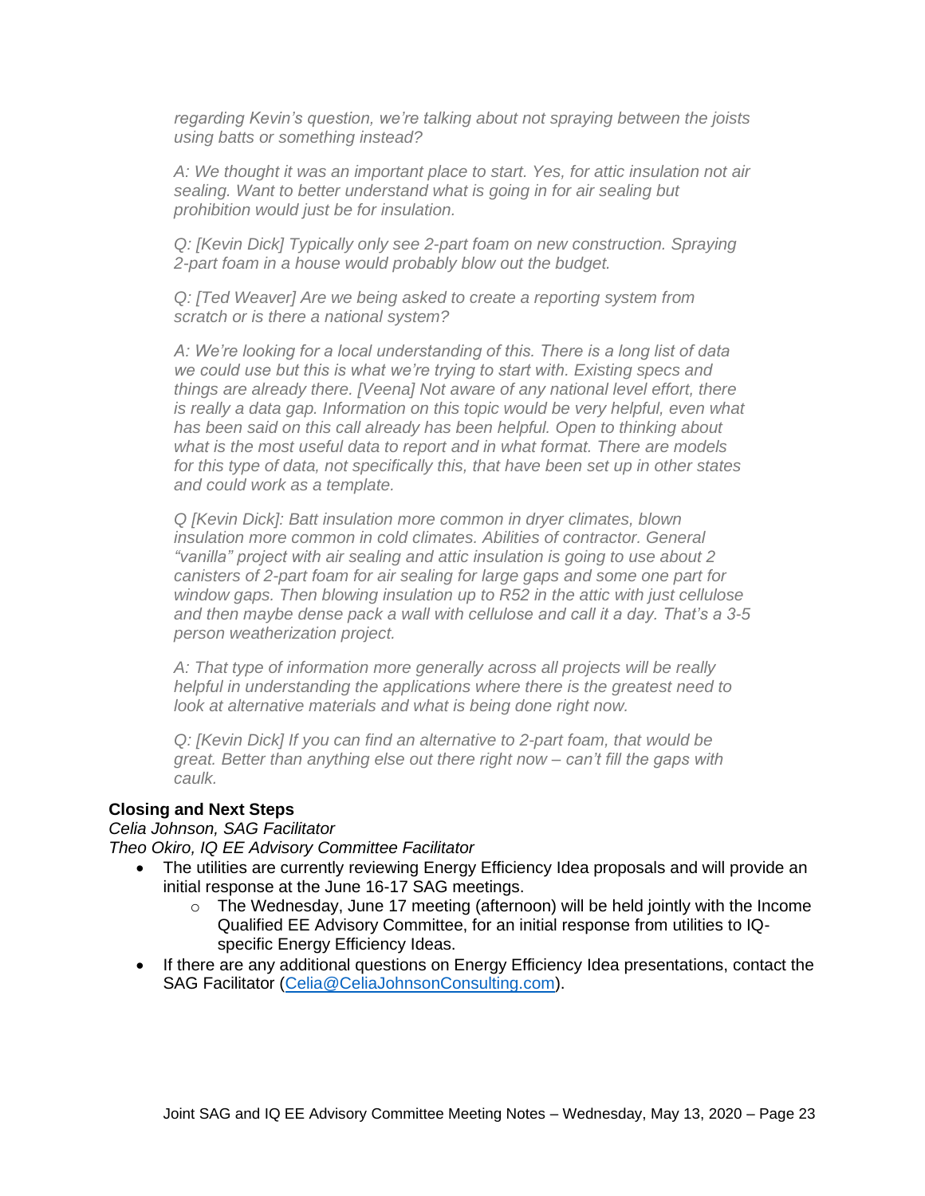*regarding Kevin's question, we're talking about not spraying between the joists using batts or something instead?*

*A: We thought it was an important place to start. Yes, for attic insulation not air sealing. Want to better understand what is going in for air sealing but prohibition would just be for insulation.*

*Q: [Kevin Dick] Typically only see 2-part foam on new construction. Spraying 2-part foam in a house would probably blow out the budget.*

*Q: [Ted Weaver] Are we being asked to create a reporting system from scratch or is there a national system?*

*A: We're looking for a local understanding of this. There is a long list of data we could use but this is what we're trying to start with. Existing specs and things are already there. [Veena] Not aware of any national level effort, there is really a data gap. Information on this topic would be very helpful, even what has been said on this call already has been helpful. Open to thinking about what is the most useful data to report and in what format. There are models for this type of data, not specifically this, that have been set up in other states and could work as a template.*

*Q [Kevin Dick]: Batt insulation more common in dryer climates, blown insulation more common in cold climates. Abilities of contractor. General "vanilla" project with air sealing and attic insulation is going to use about 2 canisters of 2-part foam for air sealing for large gaps and some one part for window gaps. Then blowing insulation up to R52 in the attic with just cellulose and then maybe dense pack a wall with cellulose and call it a day. That's a 3-5 person weatherization project.*

*A: That type of information more generally across all projects will be really helpful in understanding the applications where there is the greatest need to look at alternative materials and what is being done right now.*

*Q: [Kevin Dick] If you can find an alternative to 2-part foam, that would be great. Better than anything else out there right now – can't fill the gaps with caulk.*

**Closing and Next Steps**

*Celia Johnson, SAG Facilitator*
*Theo Okiro, IQ EE Advisory Committee Facilitator*

- The utilities are currently reviewing Energy Efficiency Idea proposals and will provide an initial response at the June 16-17 SAG meetings.
  - The Wednesday, June 17 meeting (afternoon) will be held jointly with the Income Qualified EE Advisory Committee, for an initial response from utilities to IQ-specific Energy Efficiency Ideas.
- If there are any additional questions on Energy Efficiency Idea presentations, contact the SAG Facilitator (Celia@CeliaJohnsonConsulting.com).